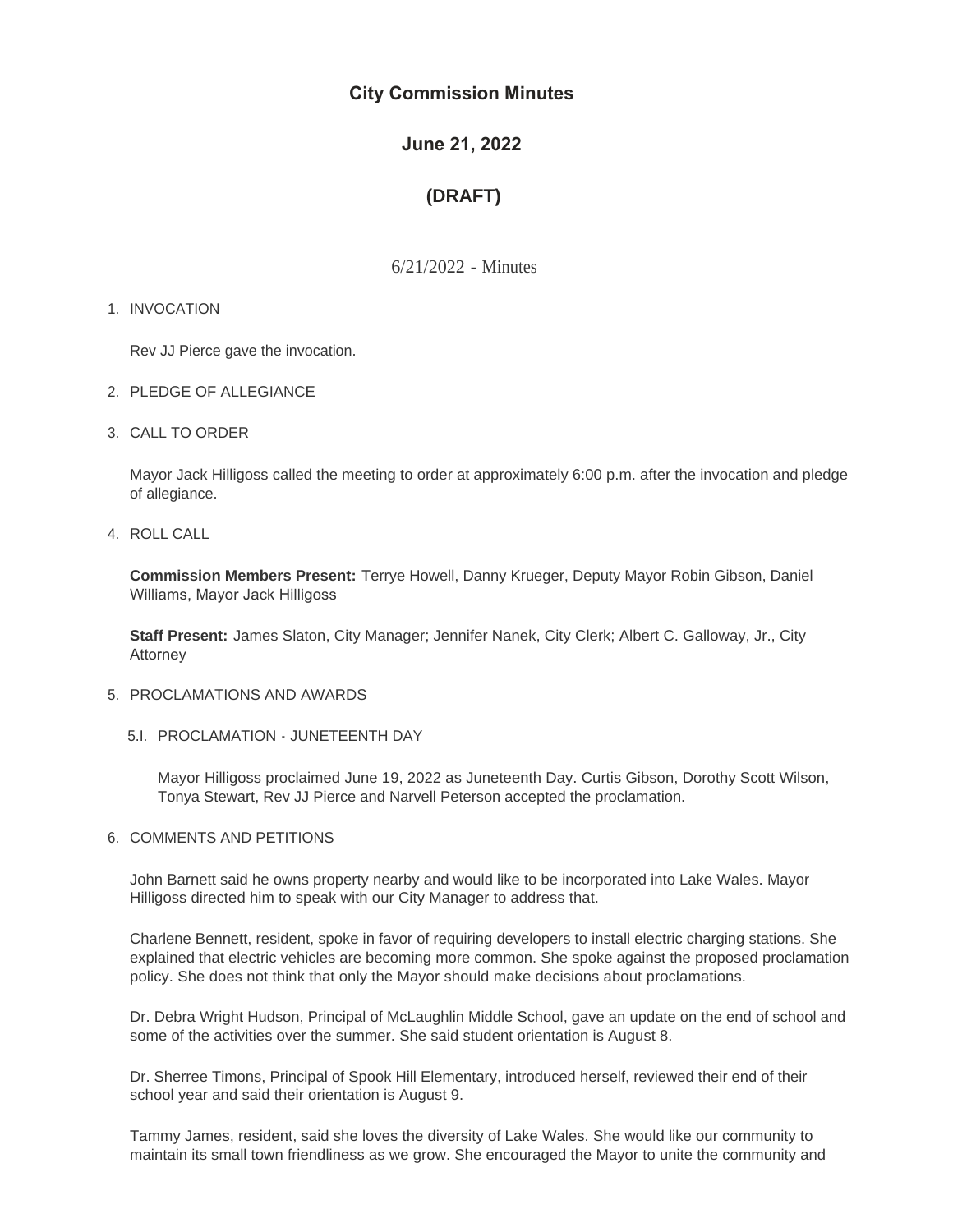# City Commission Minutes

## June 21, 2022

## (DRAFT)

6/21/2022 - Minutes

1. INVOCATION

   Rev JJ Pierce gave the invocation.

2. PLEDGE OF ALLEGIANCE

3. CALL TO ORDER

   Mayor Jack Hilligoss called the meeting to order at approximately 6:00 p.m. after the invocation and pledge of allegiance.

4. ROLL CALL

   **Commission Members Present:** Terrye Howell, Danny Krueger, Deputy Mayor Robin Gibson, Daniel Williams, Mayor Jack Hilligoss

   **Staff Present:** James Slaton, City Manager; Jennifer Nanek, City Clerk; Albert C. Galloway, Jr., City Attorney

5. PROCLAMATIONS AND AWARDS

   5.I. PROCLAMATION - JUNETEENTH DAY

   Mayor Hilligoss proclaimed June 19, 2022 as Juneteenth Day. Curtis Gibson, Dorothy Scott Wilson, Tonya Stewart, Rev JJ Pierce and Narvell Peterson accepted the proclamation.

6. COMMENTS AND PETITIONS

   John Barnett said he owns property nearby and would like to be incorporated into Lake Wales. Mayor Hilligoss directed him to speak with our City Manager to address that.

   Charlene Bennett, resident, spoke in favor of requiring developers to install electric charging stations. She explained that electric vehicles are becoming more common. She spoke against the proposed proclamation policy. She does not think that only the Mayor should make decisions about proclamations.

   Dr. Debra Wright Hudson, Principal of McLaughlin Middle School, gave an update on the end of school and some of the activities over the summer. She said student orientation is August 8.

   Dr. Sherree Timons, Principal of Spook Hill Elementary, introduced herself, reviewed their end of their school year and said their orientation is August 9.

   Tammy James, resident, said she loves the diversity of Lake Wales. She would like our community to maintain its small town friendliness as we grow. She encouraged the Mayor to unite the community and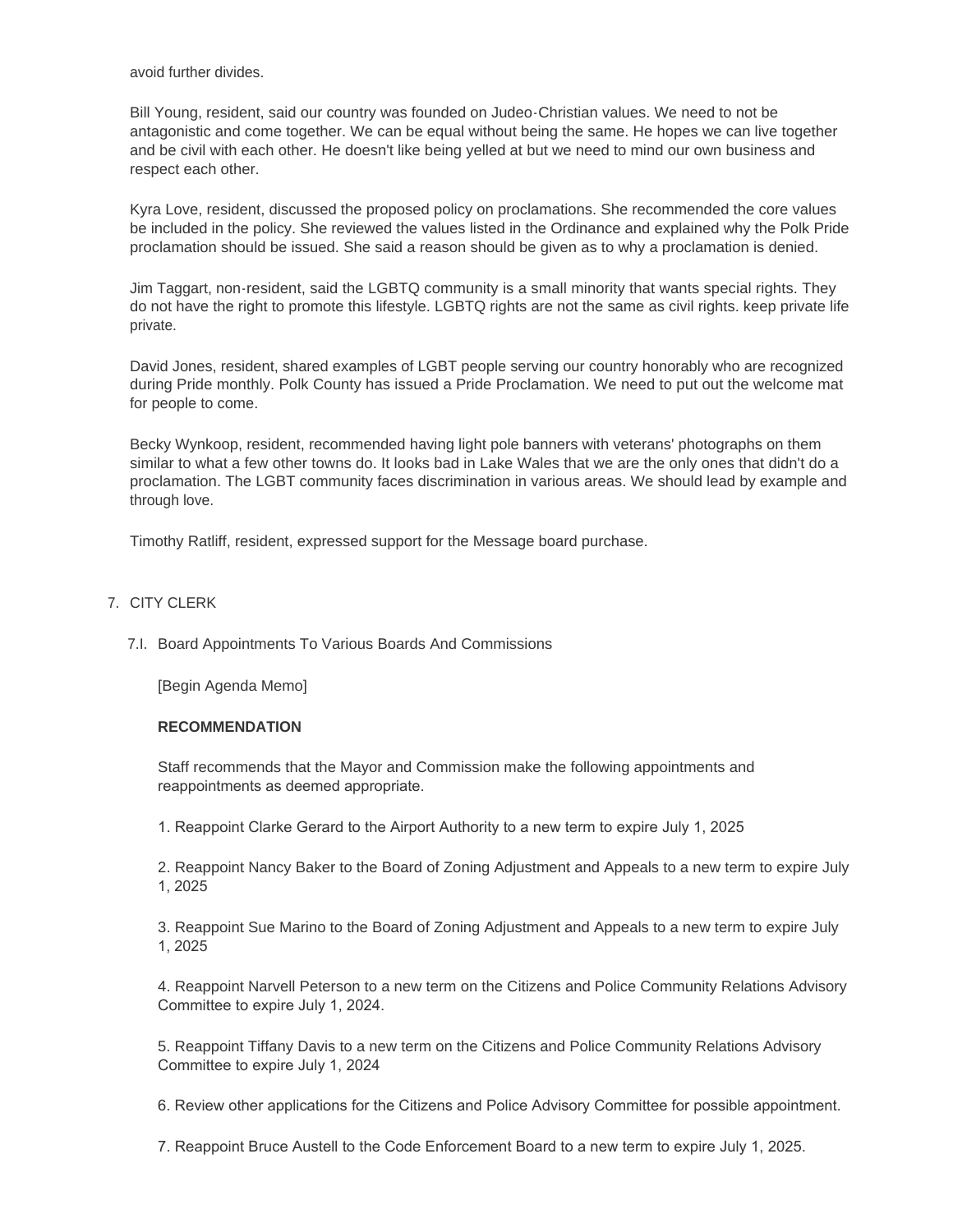avoid further divides.

Bill Young, resident, said our country was founded on Judeo-Christian values. We need to not be antagonistic and come together. We can be equal without being the same. He hopes we can live together and be civil with each other. He doesn't like being yelled at but we need to mind our own business and respect each other.

Kyra Love, resident, discussed the proposed policy on proclamations. She recommended the core values be included in the policy. She reviewed the values listed in the Ordinance and explained why the Polk Pride proclamation should be issued. She said a reason should be given as to why a proclamation is denied.

Jim Taggart, non-resident, said the LGBTQ community is a small minority that wants special rights. They do not have the right to promote this lifestyle. LGBTQ rights are not the same as civil rights. keep private life private.

David Jones, resident, shared examples of LGBT people serving our country honorably who are recognized during Pride monthly. Polk County has issued a Pride Proclamation. We need to put out the welcome mat for people to come.

Becky Wynkoop, resident, recommended having light pole banners with veterans' photographs on them similar to what a few other towns do. It looks bad in Lake Wales that we are the only ones that didn't do a proclamation. The LGBT community faces discrimination in various areas. We should lead by example and through love.

Timothy Ratliff, resident, expressed support for the Message board purchase.

7. CITY CLERK

7.I. Board Appointments To Various Boards And Commissions

[Begin Agenda Memo]

**RECOMMENDATION**

Staff recommends that the Mayor and Commission make the following appointments and reappointments as deemed appropriate.

1. Reappoint Clarke Gerard to the Airport Authority to a new term to expire July 1, 2025

2. Reappoint Nancy Baker to the Board of Zoning Adjustment and Appeals to a new term to expire July 1, 2025

3. Reappoint Sue Marino to the Board of Zoning Adjustment and Appeals to a new term to expire July 1, 2025

4. Reappoint Narvell Peterson to a new term on the Citizens and Police Community Relations Advisory Committee to expire July 1, 2024.

5. Reappoint Tiffany Davis to a new term on the Citizens and Police Community Relations Advisory Committee to expire July 1, 2024

6. Review other applications for the Citizens and Police Advisory Committee for possible appointment.

7. Reappoint Bruce Austell to the Code Enforcement Board to a new term to expire July 1, 2025.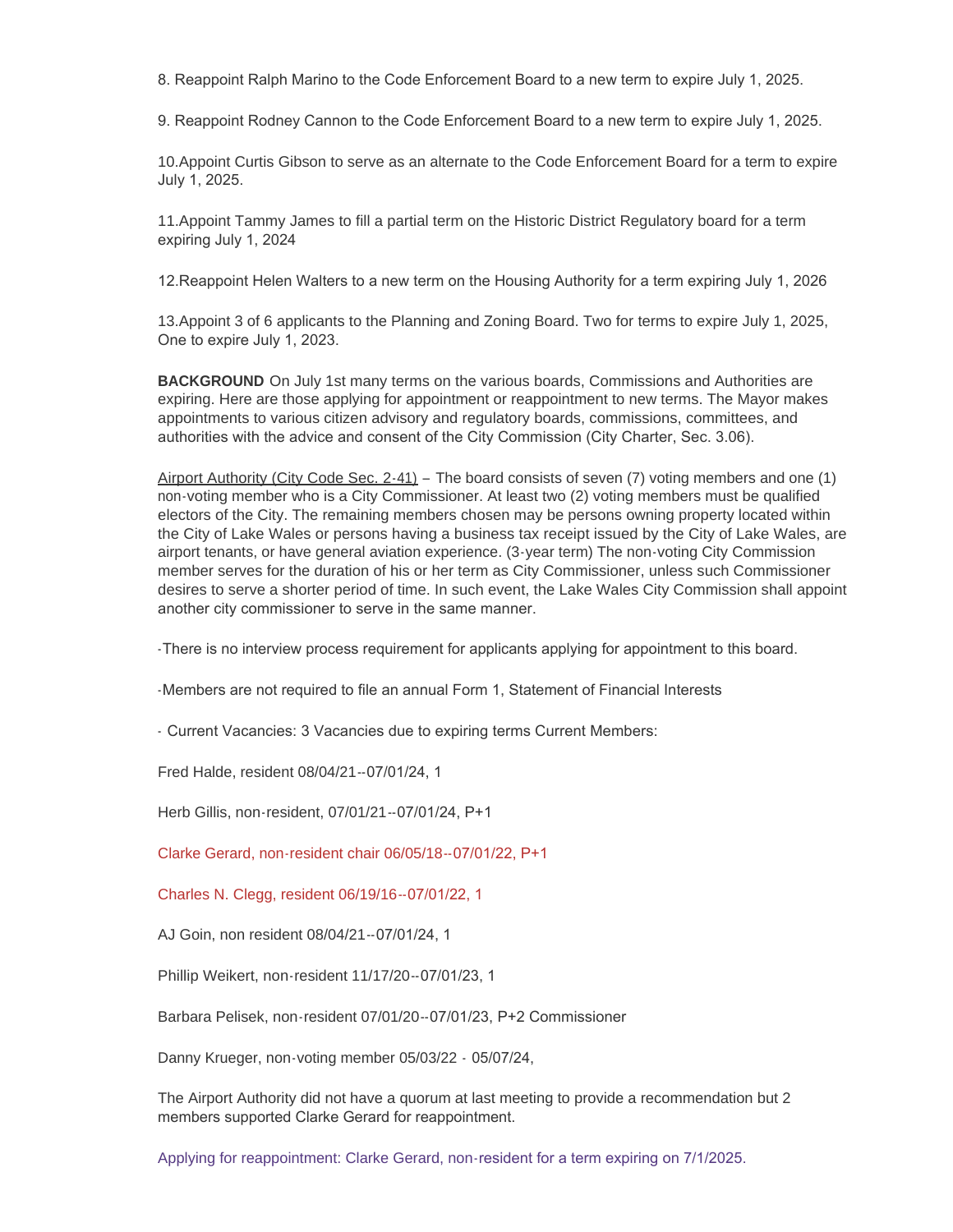8. Reappoint Ralph Marino to the Code Enforcement Board to a new term to expire July 1, 2025.

9. Reappoint Rodney Cannon to the Code Enforcement Board to a new term to expire July 1, 2025.

10.Appoint Curtis Gibson to serve as an alternate to the Code Enforcement Board for a term to expire July 1, 2025.

11.Appoint Tammy James to fill a partial term on the Historic District Regulatory board for a term expiring July 1, 2024

12.Reappoint Helen Walters to a new term on the Housing Authority for a term expiring July 1, 2026

13.Appoint 3 of 6 applicants to the Planning and Zoning Board. Two for terms to expire July 1, 2025, One to expire July 1, 2023.

**BACKGROUND** On July 1st many terms on the various boards, Commissions and Authorities are expiring. Here are those applying for appointment or reappointment to new terms. The Mayor makes appointments to various citizen advisory and regulatory boards, commissions, committees, and authorities with the advice and consent of the City Commission (City Charter, Sec. 3.06).

Airport Authority (City Code Sec. 2-41) – The board consists of seven (7) voting members and one (1) non-voting member who is a City Commissioner. At least two (2) voting members must be qualified electors of the City. The remaining members chosen may be persons owning property located within the City of Lake Wales or persons having a business tax receipt issued by the City of Lake Wales, are airport tenants, or have general aviation experience. (3-year term) The non-voting City Commission member serves for the duration of his or her term as City Commissioner, unless such Commissioner desires to serve a shorter period of time. In such event, the Lake Wales City Commission shall appoint another city commissioner to serve in the same manner.

-There is no interview process requirement for applicants applying for appointment to this board.

-Members are not required to file an annual Form 1, Statement of Financial Interests

- Current Vacancies: 3 Vacancies due to expiring terms Current Members:

Fred Halde, resident 08/04/21--07/01/24, 1

Herb Gillis, non-resident, 07/01/21--07/01/24, P+1

Clarke Gerard, non-resident chair 06/05/18--07/01/22, P+1

Charles N. Clegg, resident 06/19/16--07/01/22, 1

AJ Goin, non resident 08/04/21--07/01/24, 1

Phillip Weikert, non-resident 11/17/20--07/01/23, 1

Barbara Pelisek, non-resident 07/01/20--07/01/23, P+2 Commissioner

Danny Krueger, non-voting member 05/03/22 - 05/07/24,

The Airport Authority did not have a quorum at last meeting to provide a recommendation but 2 members supported Clarke Gerard for reappointment.

Applying for reappointment: Clarke Gerard, non-resident for a term expiring on 7/1/2025.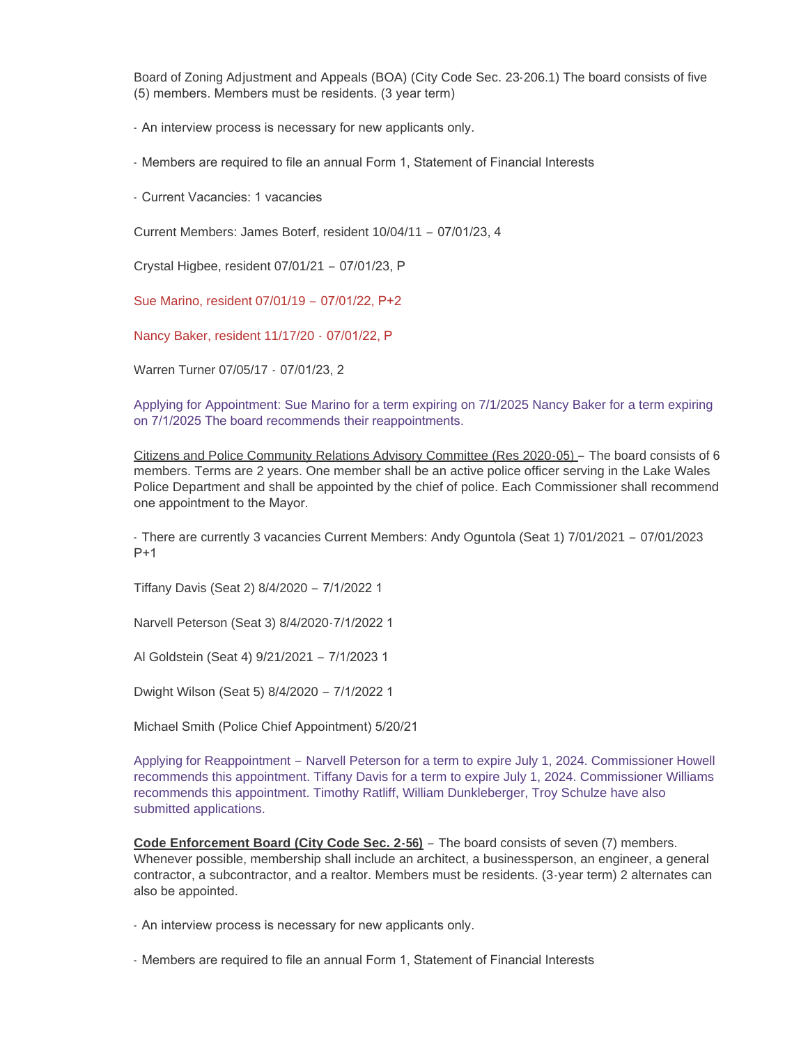Board of Zoning Adjustment and Appeals (BOA) (City Code Sec. 23-206.1) The board consists of five (5) members. Members must be residents. (3 year term)

- An interview process is necessary for new applicants only.

- Members are required to file an annual Form 1, Statement of Financial Interests

- Current Vacancies: 1 vacancies

Current Members: James Boterf, resident 10/04/11 – 07/01/23, 4

Crystal Higbee, resident 07/01/21 – 07/01/23, P

Sue Marino, resident 07/01/19 – 07/01/22, P+2

Nancy Baker, resident 11/17/20 - 07/01/22, P

Warren Turner 07/05/17 - 07/01/23, 2

Applying for Appointment: Sue Marino for a term expiring on 7/1/2025 Nancy Baker for a term expiring on 7/1/2025 The board recommends their reappointments.

Citizens and Police Community Relations Advisory Committee (Res 2020-05) – The board consists of 6 members. Terms are 2 years. One member shall be an active police officer serving in the Lake Wales Police Department and shall be appointed by the chief of police. Each Commissioner shall recommend one appointment to the Mayor.

- There are currently 3 vacancies Current Members: Andy Oguntola (Seat 1) 7/01/2021 – 07/01/2023 P+1

Tiffany Davis (Seat 2) 8/4/2020 – 7/1/2022 1

Narvell Peterson (Seat 3) 8/4/2020-7/1/2022 1

Al Goldstein (Seat 4) 9/21/2021 – 7/1/2023 1

Dwight Wilson (Seat 5) 8/4/2020 – 7/1/2022 1

Michael Smith (Police Chief Appointment) 5/20/21

Applying for Reappointment – Narvell Peterson for a term to expire July 1, 2024. Commissioner Howell recommends this appointment. Tiffany Davis for a term to expire July 1, 2024. Commissioner Williams recommends this appointment. Timothy Ratliff, William Dunkleberger, Troy Schulze have also submitted applications.

**Code Enforcement Board (City Code Sec. 2-56)** – The board consists of seven (7) members. Whenever possible, membership shall include an architect, a businessperson, an engineer, a general contractor, a subcontractor, and a realtor. Members must be residents. (3-year term) 2 alternates can also be appointed.

- An interview process is necessary for new applicants only.

- Members are required to file an annual Form 1, Statement of Financial Interests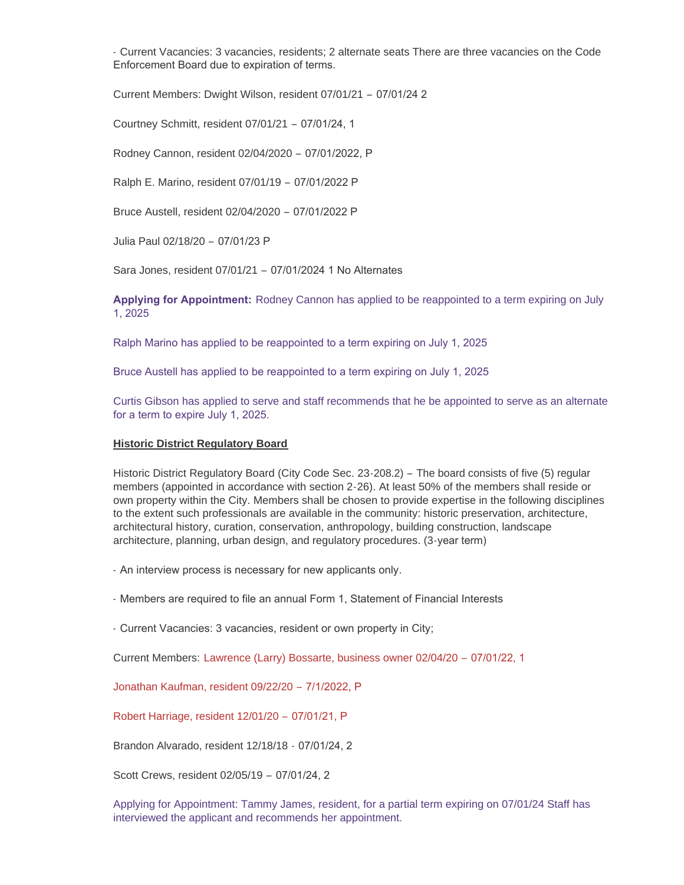- Current Vacancies: 3 vacancies, residents; 2 alternate seats There are three vacancies on the Code Enforcement Board due to expiration of terms.

Current Members: Dwight Wilson, resident 07/01/21 – 07/01/24 2

Courtney Schmitt, resident 07/01/21 – 07/01/24, 1

Rodney Cannon, resident 02/04/2020 – 07/01/2022, P

Ralph E. Marino, resident 07/01/19 – 07/01/2022 P

Bruce Austell, resident 02/04/2020 – 07/01/2022 P

Julia Paul 02/18/20 – 07/01/23 P

Sara Jones, resident 07/01/21 – 07/01/2024 1 No Alternates

**Applying for Appointment:** Rodney Cannon has applied to be reappointed to a term expiring on July 1, 2025

Ralph Marino has applied to be reappointed to a term expiring on July 1, 2025

Bruce Austell has applied to be reappointed to a term expiring on July 1, 2025

Curtis Gibson has applied to serve and staff recommends that he be appointed to serve as an alternate for a term to expire July 1, 2025.

**Historic District Regulatory Board**

Historic District Regulatory Board (City Code Sec. 23-208.2) – The board consists of five (5) regular members (appointed in accordance with section 2-26). At least 50% of the members shall reside or own property within the City. Members shall be chosen to provide expertise in the following disciplines to the extent such professionals are available in the community: historic preservation, architecture, architectural history, curation, conservation, anthropology, building construction, landscape architecture, planning, urban design, and regulatory procedures. (3-year term)

- An interview process is necessary for new applicants only.

- Members are required to file an annual Form 1, Statement of Financial Interests

- Current Vacancies: 3 vacancies, resident or own property in City;

Current Members: Lawrence (Larry) Bossarte, business owner 02/04/20 – 07/01/22, 1

Jonathan Kaufman, resident 09/22/20 – 7/1/2022, P

Robert Harriage, resident 12/01/20 – 07/01/21, P

Brandon Alvarado, resident 12/18/18 - 07/01/24, 2

Scott Crews, resident 02/05/19 – 07/01/24, 2

Applying for Appointment: Tammy James, resident, for a partial term expiring on 07/01/24 Staff has interviewed the applicant and recommends her appointment.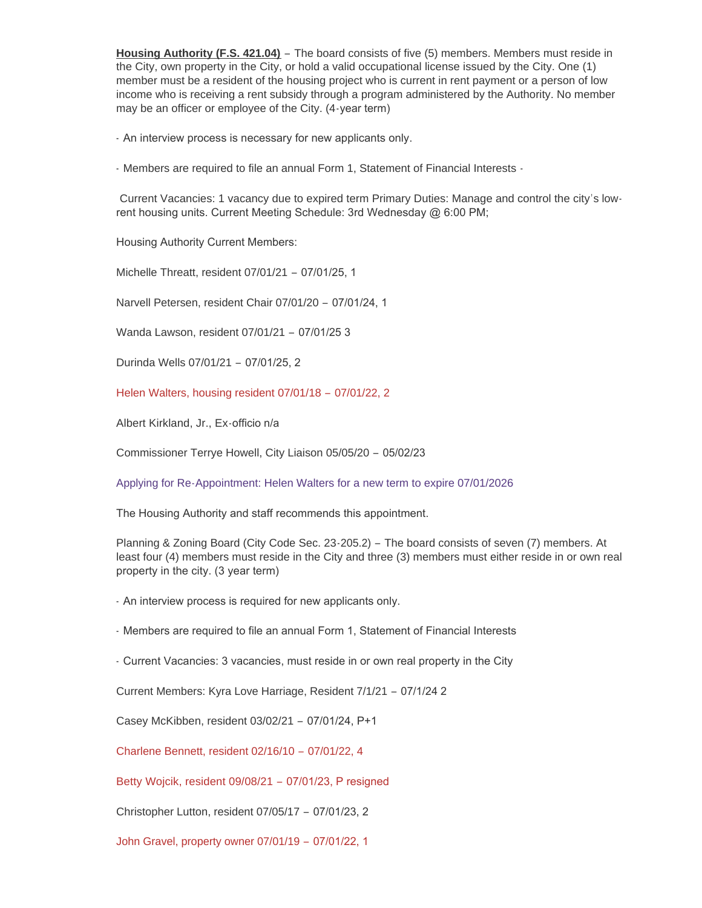**Housing Authority (F.S. 421.04)** – The board consists of five (5) members. Members must reside in the City, own property in the City, or hold a valid occupational license issued by the City. One (1) member must be a resident of the housing project who is current in rent payment or a person of low income who is receiving a rent subsidy through a program administered by the Authority. No member may be an officer or employee of the City. (4-year term)

- An interview process is necessary for new applicants only.

- Members are required to file an annual Form 1, Statement of Financial Interests -

Current Vacancies: 1 vacancy due to expired term Primary Duties: Manage and control the city's low-rent housing units. Current Meeting Schedule: 3rd Wednesday @ 6:00 PM;

Housing Authority Current Members:

Michelle Threatt, resident 07/01/21 – 07/01/25, 1

Narvell Petersen, resident Chair 07/01/20 – 07/01/24, 1

Wanda Lawson, resident 07/01/21 – 07/01/25 3

Durinda Wells 07/01/21 – 07/01/25, 2

Helen Walters, housing resident 07/01/18 – 07/01/22, 2

Albert Kirkland, Jr., Ex-officio n/a

Commissioner Terrye Howell, City Liaison 05/05/20 – 05/02/23

Applying for Re-Appointment: Helen Walters for a new term to expire 07/01/2026

The Housing Authority and staff recommends this appointment.

Planning & Zoning Board (City Code Sec. 23-205.2) – The board consists of seven (7) members. At least four (4) members must reside in the City and three (3) members must either reside in or own real property in the city. (3 year term)

- An interview process is required for new applicants only.

- Members are required to file an annual Form 1, Statement of Financial Interests

- Current Vacancies: 3 vacancies, must reside in or own real property in the City

Current Members: Kyra Love Harriage, Resident 7/1/21 – 07/1/24 2

Casey McKibben, resident 03/02/21 – 07/01/24, P+1

Charlene Bennett, resident 02/16/10 – 07/01/22, 4

Betty Wojcik, resident 09/08/21 – 07/01/23, P resigned

Christopher Lutton, resident 07/05/17 – 07/01/23, 2

John Gravel, property owner 07/01/19 – 07/01/22, 1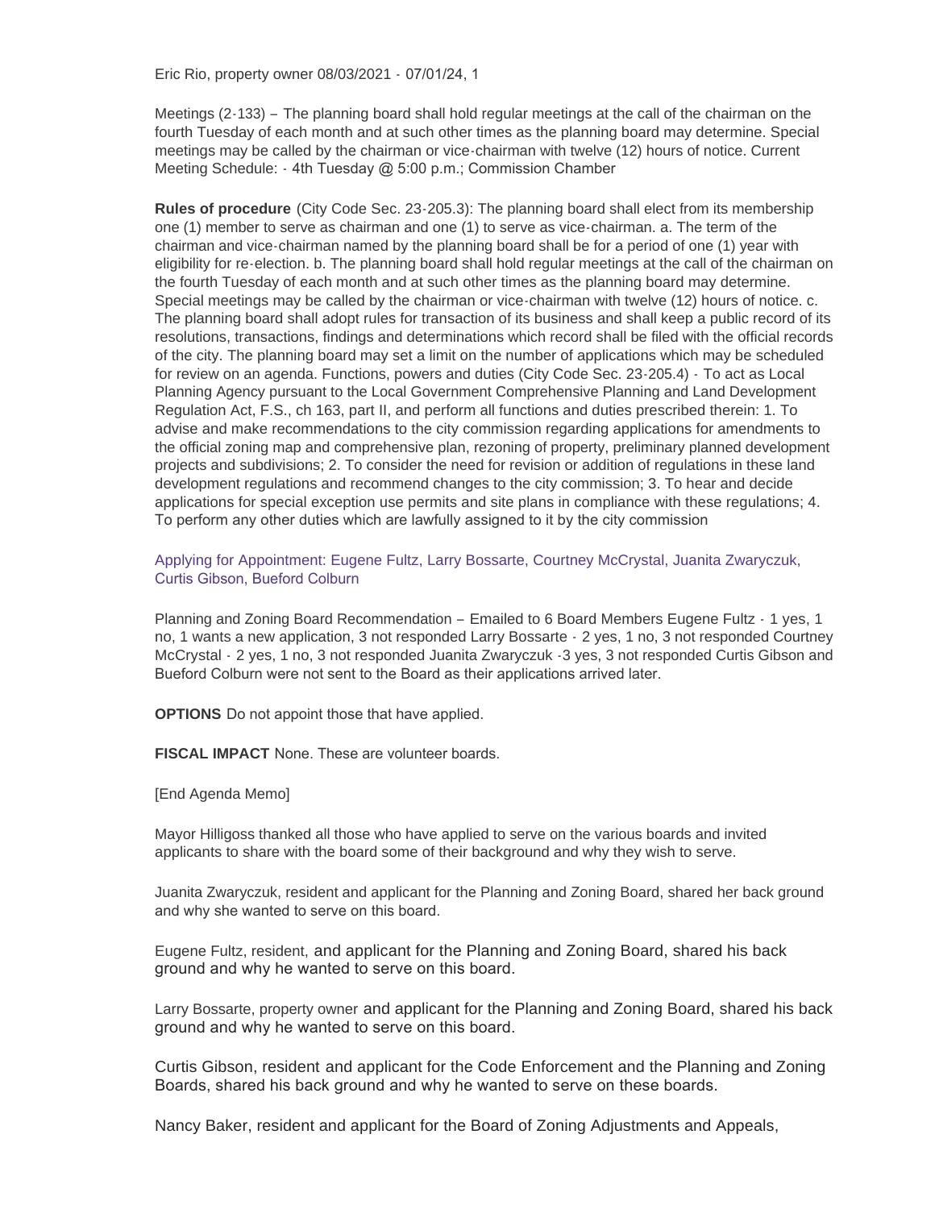Eric Rio, property owner 08/03/2021 - 07/01/24, 1

Meetings (2-133) – The planning board shall hold regular meetings at the call of the chairman on the fourth Tuesday of each month and at such other times as the planning board may determine. Special meetings may be called by the chairman or vice-chairman with twelve (12) hours of notice. Current Meeting Schedule: - 4th Tuesday @ 5:00 p.m.; Commission Chamber

**Rules of procedure** (City Code Sec. 23-205.3): The planning board shall elect from its membership one (1) member to serve as chairman and one (1) to serve as vice-chairman. a. The term of the chairman and vice-chairman named by the planning board shall be for a period of one (1) year with eligibility for re-election. b. The planning board shall hold regular meetings at the call of the chairman on the fourth Tuesday of each month and at such other times as the planning board may determine. Special meetings may be called by the chairman or vice-chairman with twelve (12) hours of notice. c. The planning board shall adopt rules for transaction of its business and shall keep a public record of its resolutions, transactions, findings and determinations which record shall be filed with the official records of the city. The planning board may set a limit on the number of applications which may be scheduled for review on an agenda. Functions, powers and duties (City Code Sec. 23-205.4) - To act as Local Planning Agency pursuant to the Local Government Comprehensive Planning and Land Development Regulation Act, F.S., ch 163, part II, and perform all functions and duties prescribed therein: 1. To advise and make recommendations to the city commission regarding applications for amendments to the official zoning map and comprehensive plan, rezoning of property, preliminary planned development projects and subdivisions; 2. To consider the need for revision or addition of regulations in these land development regulations and recommend changes to the city commission; 3. To hear and decide applications for special exception use permits and site plans in compliance with these regulations; 4. To perform any other duties which are lawfully assigned to it by the city commission

Applying for Appointment: Eugene Fultz, Larry Bossarte, Courtney McCrystal, Juanita Zwaryczuk, Curtis Gibson, Bueford Colburn

Planning and Zoning Board Recommendation – Emailed to 6 Board Members Eugene Fultz - 1 yes, 1 no, 1 wants a new application, 3 not responded Larry Bossarte - 2 yes, 1 no, 3 not responded Courtney McCrystal - 2 yes, 1 no, 3 not responded Juanita Zwaryczuk -3 yes, 3 not responded Curtis Gibson and Bueford Colburn were not sent to the Board as their applications arrived later.

**OPTIONS** Do not appoint those that have applied.

**FISCAL IMPACT** None. These are volunteer boards.

[End Agenda Memo]

Mayor Hilligoss thanked all those who have applied to serve on the various boards and invited applicants to share with the board some of their background and why they wish to serve.

Juanita Zwaryczuk, resident and applicant for the Planning and Zoning Board, shared her back ground and why she wanted to serve on this board.

Eugene Fultz, resident, and applicant for the Planning and Zoning Board, shared his back ground and why he wanted to serve on this board.

Larry Bossarte, property owner and applicant for the Planning and Zoning Board, shared his back ground and why he wanted to serve on this board.

Curtis Gibson, resident and applicant for the Code Enforcement and the Planning and Zoning Boards, shared his back ground and why he wanted to serve on these boards.

Nancy Baker, resident and applicant for the Board of Zoning Adjustments and Appeals,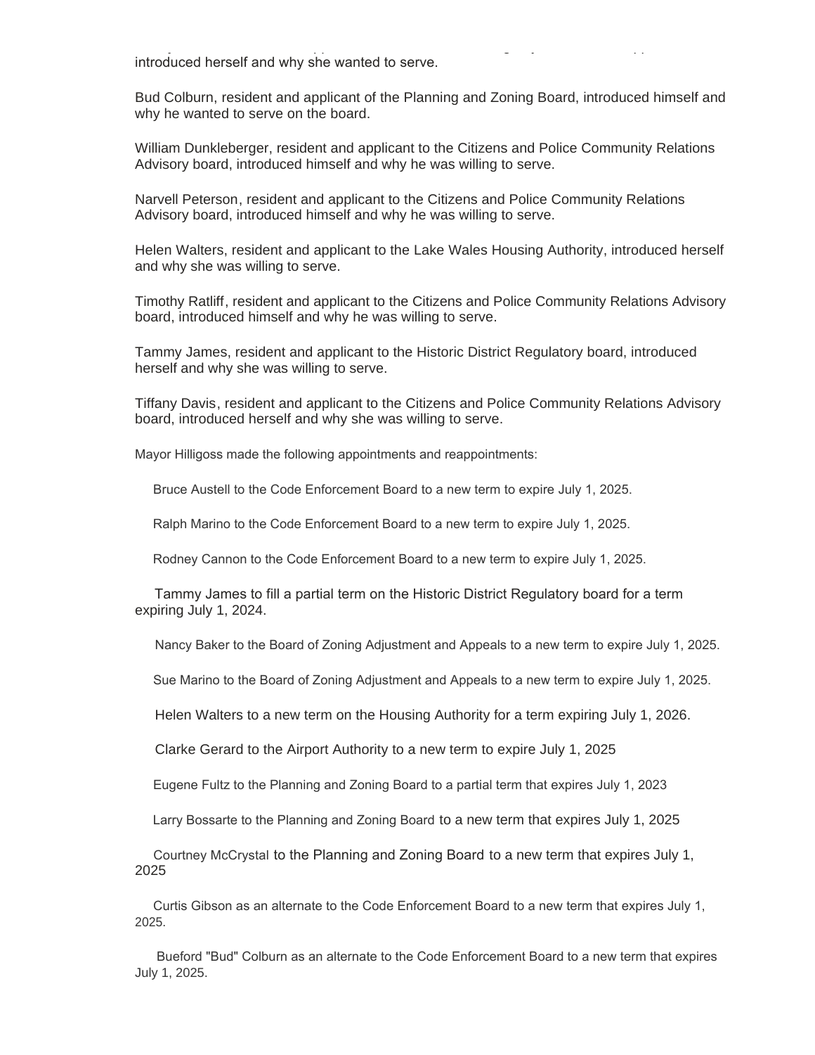introduced herself and why she wanted to serve.

Bud Colburn, resident and applicant of the Planning and Zoning Board, introduced himself and why he wanted to serve on the board.

William Dunkleberger, resident and applicant to the Citizens and Police Community Relations Advisory board, introduced himself and why he was willing to serve.

Narvell Peterson, resident and applicant to the Citizens and Police Community Relations Advisory board, introduced himself and why he was willing to serve.

Helen Walters, resident and applicant to the Lake Wales Housing Authority, introduced herself and why she was willing to serve.

Timothy Ratliff, resident and applicant to the Citizens and Police Community Relations Advisory board, introduced himself and why he was willing to serve.

Tammy James, resident and applicant to the Historic District Regulatory board, introduced herself and why she was willing to serve.

Tiffany Davis, resident and applicant to the Citizens and Police Community Relations Advisory board, introduced herself and why she was willing to serve.

Mayor Hilligoss made the following appointments and reappointments:

Bruce Austell to the Code Enforcement Board to a new term to expire July 1, 2025.

Ralph Marino to the Code Enforcement Board to a new term to expire July 1, 2025.

Rodney Cannon to the Code Enforcement Board to a new term to expire July 1, 2025.

Tammy James to fill a partial term on the Historic District Regulatory board for a term expiring July 1, 2024.

Nancy Baker to the Board of Zoning Adjustment and Appeals to a new term to expire July 1, 2025.

Sue Marino to the Board of Zoning Adjustment and Appeals to a new term to expire July 1, 2025.

Helen Walters to a new term on the Housing Authority for a term expiring July 1, 2026.

Clarke Gerard to the Airport Authority to a new term to expire July 1, 2025

Eugene Fultz to the Planning and Zoning Board to a partial term that expires July 1, 2023

Larry Bossarte to the Planning and Zoning Board to a new term that expires July 1, 2025

Courtney McCrystal to the Planning and Zoning Board to a new term that expires July 1, 2025

Curtis Gibson as an alternate to the Code Enforcement Board to a new term that expires July 1, 2025.

Bueford "Bud" Colburn as an alternate to the Code Enforcement Board to a new term that expires July 1, 2025.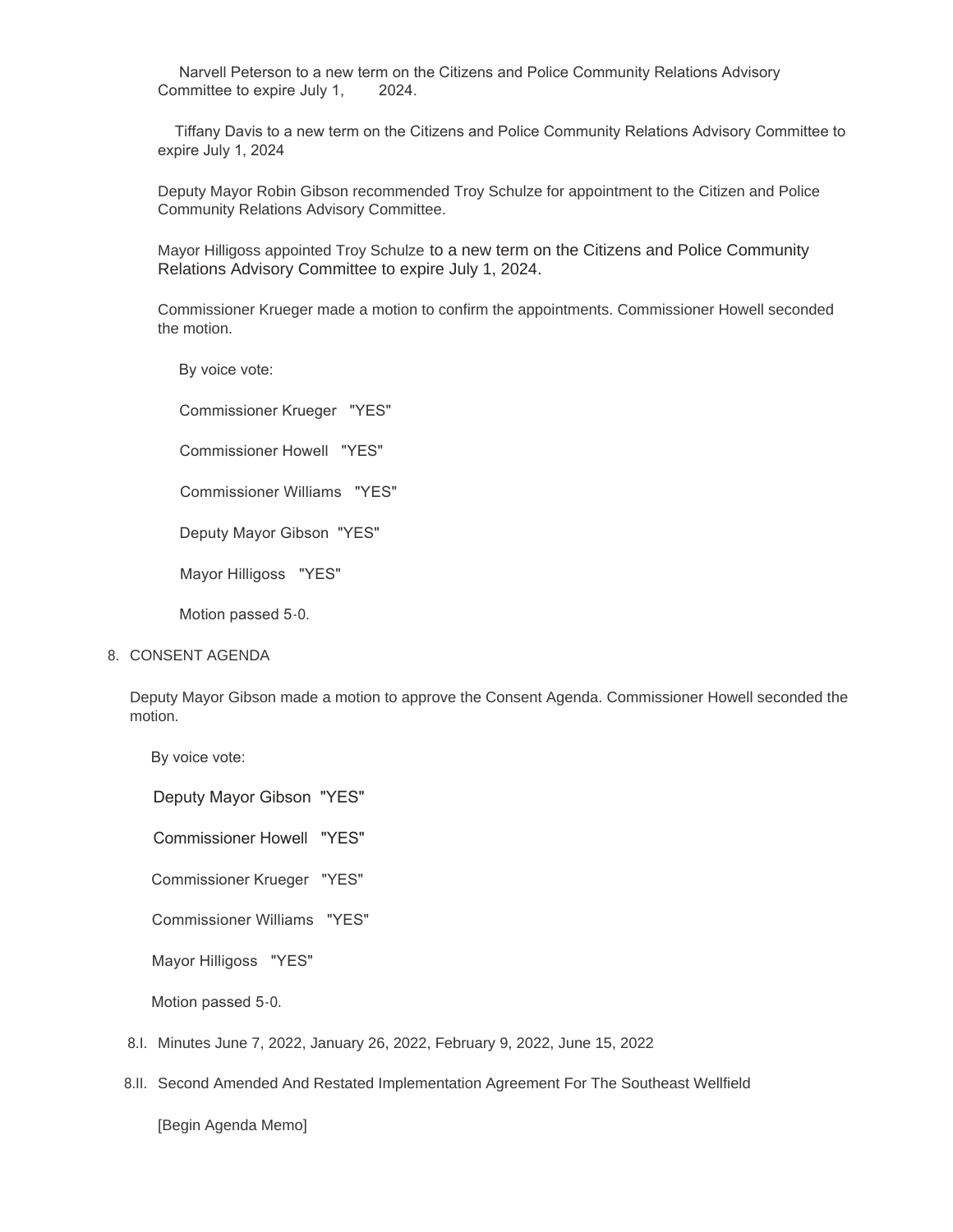Narvell Peterson to a new term on the Citizens and Police Community Relations Advisory Committee to expire July 1, 2024.

Tiffany Davis to a new term on the Citizens and Police Community Relations Advisory Committee to expire July 1, 2024

Deputy Mayor Robin Gibson recommended Troy Schulze for appointment to the Citizen and Police Community Relations Advisory Committee.

Mayor Hilligoss appointed Troy Schulze to a new term on the Citizens and Police Community Relations Advisory Committee to expire July 1, 2024.

Commissioner Krueger made a motion to confirm the appointments. Commissioner Howell seconded the motion.

By voice vote:

Commissioner Krueger "YES"

Commissioner Howell "YES"

Commissioner Williams "YES"

Deputy Mayor Gibson "YES"

Mayor Hilligoss "YES"

Motion passed 5-0.

8. CONSENT AGENDA

Deputy Mayor Gibson made a motion to approve the Consent Agenda. Commissioner Howell seconded the motion.

By voice vote:

Deputy Mayor Gibson "YES"

Commissioner Howell "YES"

Commissioner Krueger "YES"

Commissioner Williams "YES"

Mayor Hilligoss "YES"

Motion passed 5-0.

8.I. Minutes June 7, 2022, January 26, 2022, February 9, 2022, June 15, 2022

8.II. Second Amended And Restated Implementation Agreement For The Southeast Wellfield

[Begin Agenda Memo]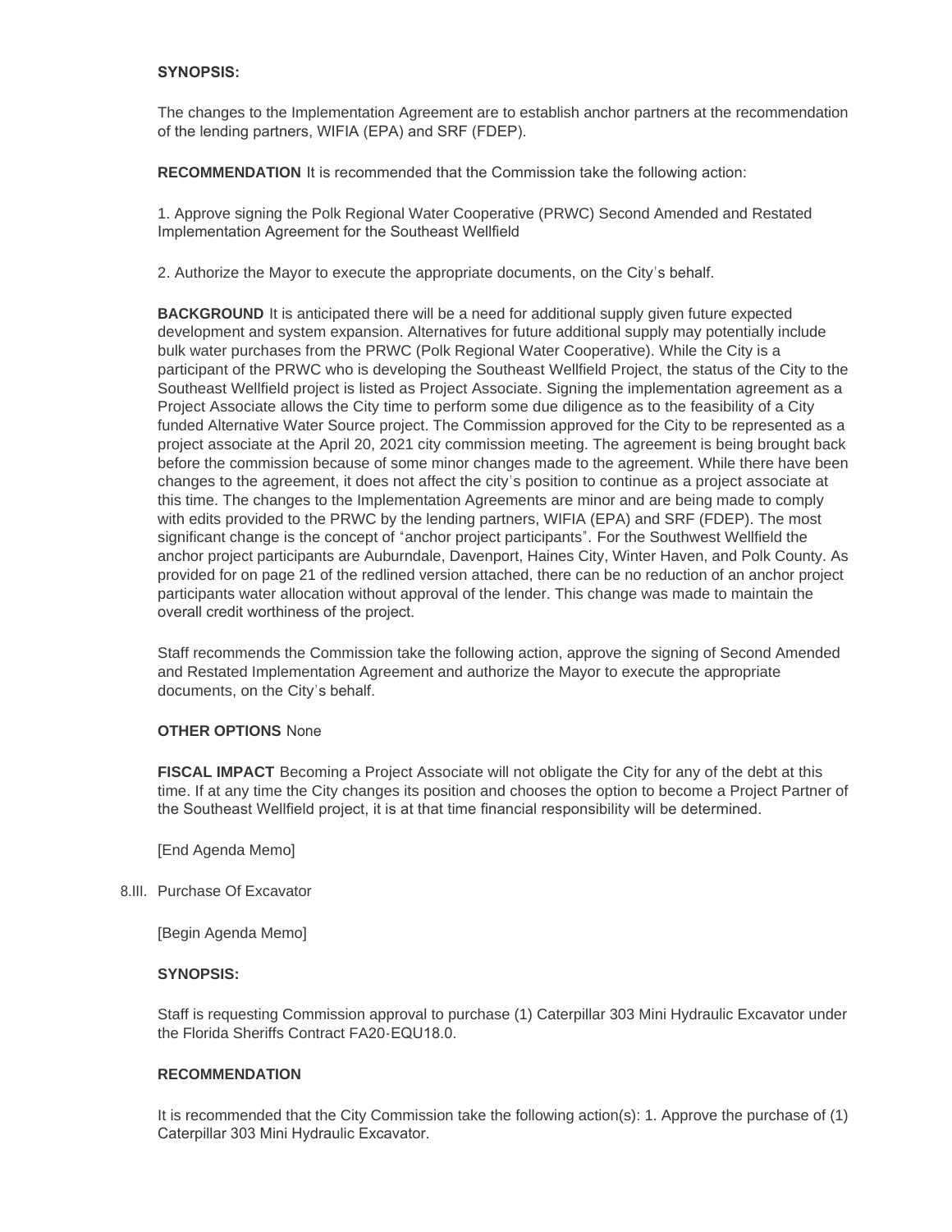**SYNOPSIS:**

The changes to the Implementation Agreement are to establish anchor partners at the recommendation of the lending partners, WIFIA (EPA) and SRF (FDEP).

**RECOMMENDATION** It is recommended that the Commission take the following action:

1. Approve signing the Polk Regional Water Cooperative (PRWC) Second Amended and Restated Implementation Agreement for the Southeast Wellfield

2. Authorize the Mayor to execute the appropriate documents, on the City's behalf.

**BACKGROUND** It is anticipated there will be a need for additional supply given future expected development and system expansion. Alternatives for future additional supply may potentially include bulk water purchases from the PRWC (Polk Regional Water Cooperative). While the City is a participant of the PRWC who is developing the Southeast Wellfield Project, the status of the City to the Southeast Wellfield project is listed as Project Associate. Signing the implementation agreement as a Project Associate allows the City time to perform some due diligence as to the feasibility of a City funded Alternative Water Source project. The Commission approved for the City to be represented as a project associate at the April 20, 2021 city commission meeting. The agreement is being brought back before the commission because of some minor changes made to the agreement. While there have been changes to the agreement, it does not affect the city's position to continue as a project associate at this time. The changes to the Implementation Agreements are minor and are being made to comply with edits provided to the PRWC by the lending partners, WIFIA (EPA) and SRF (FDEP). The most significant change is the concept of "anchor project participants". For the Southwest Wellfield the anchor project participants are Auburndale, Davenport, Haines City, Winter Haven, and Polk County. As provided for on page 21 of the redlined version attached, there can be no reduction of an anchor project participants water allocation without approval of the lender. This change was made to maintain the overall credit worthiness of the project.

Staff recommends the Commission take the following action, approve the signing of Second Amended and Restated Implementation Agreement and authorize the Mayor to execute the appropriate documents, on the City's behalf.

**OTHER OPTIONS** None

**FISCAL IMPACT** Becoming a Project Associate will not obligate the City for any of the debt at this time. If at any time the City changes its position and chooses the option to become a Project Partner of the Southeast Wellfield project, it is at that time financial responsibility will be determined.

[End Agenda Memo]

8.III. Purchase Of Excavator

[Begin Agenda Memo]

**SYNOPSIS:**

Staff is requesting Commission approval to purchase (1) Caterpillar 303 Mini Hydraulic Excavator under the Florida Sheriffs Contract FA20-EQU18.0.

**RECOMMENDATION**

It is recommended that the City Commission take the following action(s): 1. Approve the purchase of (1) Caterpillar 303 Mini Hydraulic Excavator.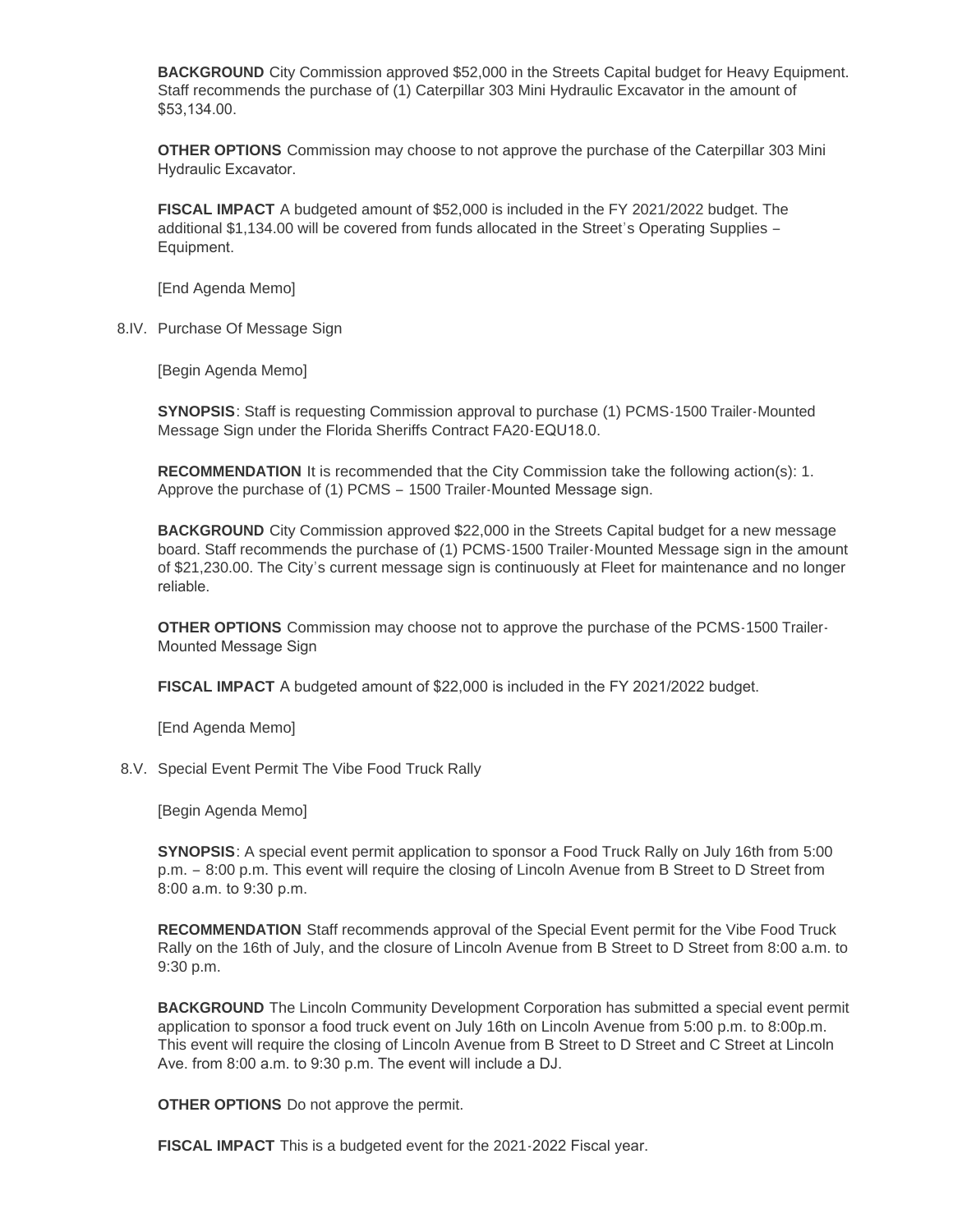**BACKGROUND** City Commission approved $52,000 in the Streets Capital budget for Heavy Equipment. Staff recommends the purchase of (1) Caterpillar 303 Mini Hydraulic Excavator in the amount of $53,134.00.

**OTHER OPTIONS** Commission may choose to not approve the purchase of the Caterpillar 303 Mini Hydraulic Excavator.

**FISCAL IMPACT** A budgeted amount of $52,000 is included in the FY 2021/2022 budget. The additional $1,134.00 will be covered from funds allocated in the Street's Operating Supplies – Equipment.

[End Agenda Memo]

8.IV. Purchase Of Message Sign

[Begin Agenda Memo]

**SYNOPSIS**: Staff is requesting Commission approval to purchase (1) PCMS-1500 Trailer-Mounted Message Sign under the Florida Sheriffs Contract FA20-EQU18.0.

**RECOMMENDATION** It is recommended that the City Commission take the following action(s): 1. Approve the purchase of (1) PCMS – 1500 Trailer-Mounted Message sign.

**BACKGROUND** City Commission approved $22,000 in the Streets Capital budget for a new message board. Staff recommends the purchase of (1) PCMS-1500 Trailer-Mounted Message sign in the amount of $21,230.00. The City's current message sign is continuously at Fleet for maintenance and no longer reliable.

**OTHER OPTIONS** Commission may choose not to approve the purchase of the PCMS-1500 Trailer-Mounted Message Sign

**FISCAL IMPACT** A budgeted amount of $22,000 is included in the FY 2021/2022 budget.

[End Agenda Memo]

8.V. Special Event Permit The Vibe Food Truck Rally

[Begin Agenda Memo]

**SYNOPSIS**: A special event permit application to sponsor a Food Truck Rally on July 16th from 5:00 p.m. – 8:00 p.m. This event will require the closing of Lincoln Avenue from B Street to D Street from 8:00 a.m. to 9:30 p.m.

**RECOMMENDATION** Staff recommends approval of the Special Event permit for the Vibe Food Truck Rally on the 16th of July, and the closure of Lincoln Avenue from B Street to D Street from 8:00 a.m. to 9:30 p.m.

**BACKGROUND** The Lincoln Community Development Corporation has submitted a special event permit application to sponsor a food truck event on July 16th on Lincoln Avenue from 5:00 p.m. to 8:00p.m. This event will require the closing of Lincoln Avenue from B Street to D Street and C Street at Lincoln Ave. from 8:00 a.m. to 9:30 p.m. The event will include a DJ.

**OTHER OPTIONS** Do not approve the permit.

**FISCAL IMPACT** This is a budgeted event for the 2021-2022 Fiscal year.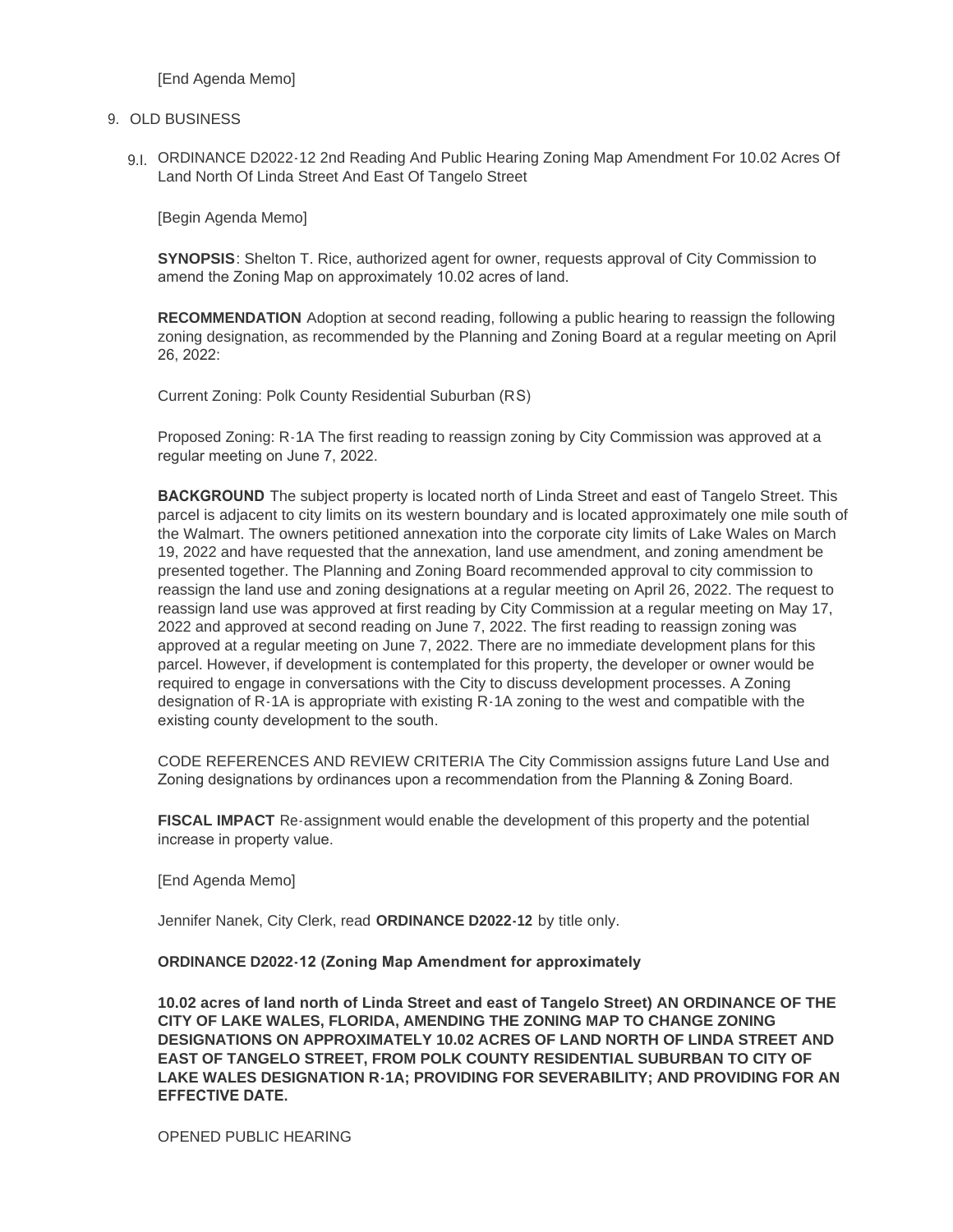[End Agenda Memo]

9. OLD BUSINESS

9.I. ORDINANCE D2022-12 2nd Reading And Public Hearing Zoning Map Amendment For 10.02 Acres Of Land North Of Linda Street And East Of Tangelo Street

[Begin Agenda Memo]

**SYNOPSIS**: Shelton T. Rice, authorized agent for owner, requests approval of City Commission to amend the Zoning Map on approximately 10.02 acres of land.

**RECOMMENDATION** Adoption at second reading, following a public hearing to reassign the following zoning designation, as recommended by the Planning and Zoning Board at a regular meeting on April 26, 2022:

Current Zoning: Polk County Residential Suburban (RS)

Proposed Zoning: R-1A The first reading to reassign zoning by City Commission was approved at a regular meeting on June 7, 2022.

**BACKGROUND** The subject property is located north of Linda Street and east of Tangelo Street. This parcel is adjacent to city limits on its western boundary and is located approximately one mile south of the Walmart. The owners petitioned annexation into the corporate city limits of Lake Wales on March 19, 2022 and have requested that the annexation, land use amendment, and zoning amendment be presented together. The Planning and Zoning Board recommended approval to city commission to reassign the land use and zoning designations at a regular meeting on April 26, 2022. The request to reassign land use was approved at first reading by City Commission at a regular meeting on May 17, 2022 and approved at second reading on June 7, 2022. The first reading to reassign zoning was approved at a regular meeting on June 7, 2022. There are no immediate development plans for this parcel. However, if development is contemplated for this property, the developer or owner would be required to engage in conversations with the City to discuss development processes. A Zoning designation of R-1A is appropriate with existing R-1A zoning to the west and compatible with the existing county development to the south.

CODE REFERENCES AND REVIEW CRITERIA The City Commission assigns future Land Use and Zoning designations by ordinances upon a recommendation from the Planning & Zoning Board.

**FISCAL IMPACT** Re-assignment would enable the development of this property and the potential increase in property value.

[End Agenda Memo]

Jennifer Nanek, City Clerk, read **ORDINANCE D2022-12** by title only.

**ORDINANCE D2022-12 (Zoning Map Amendment for approximately**

**10.02 acres of land north of Linda Street and east of Tangelo Street) AN ORDINANCE OF THE CITY OF LAKE WALES, FLORIDA, AMENDING THE ZONING MAP TO CHANGE ZONING DESIGNATIONS ON APPROXIMATELY 10.02 ACRES OF LAND NORTH OF LINDA STREET AND EAST OF TANGELO STREET, FROM POLK COUNTY RESIDENTIAL SUBURBAN TO CITY OF LAKE WALES DESIGNATION R-1A; PROVIDING FOR SEVERABILITY; AND PROVIDING FOR AN EFFECTIVE DATE.**

OPENED PUBLIC HEARING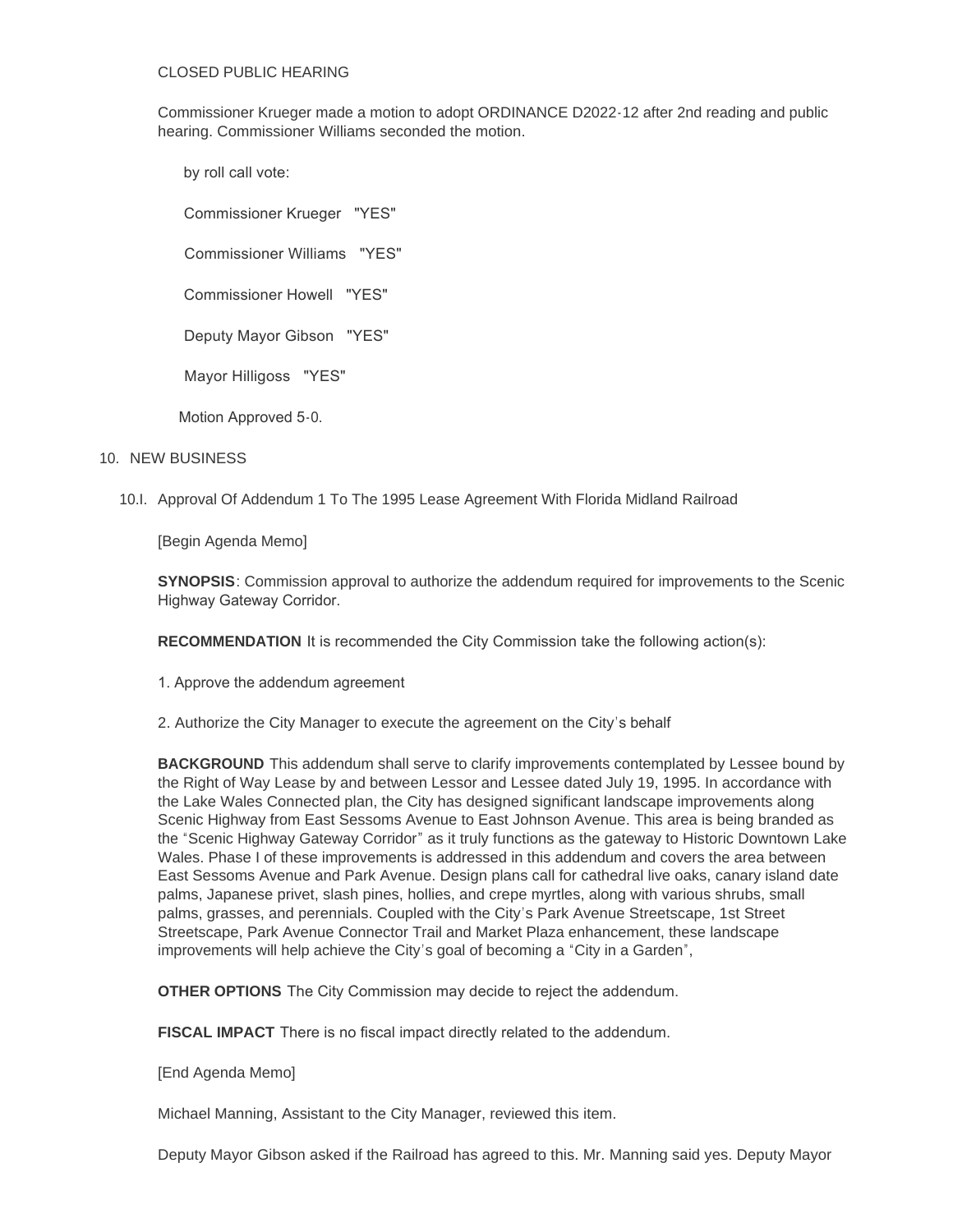CLOSED PUBLIC HEARING

Commissioner Krueger made a motion to adopt ORDINANCE D2022-12 after 2nd reading and public hearing. Commissioner Williams seconded the motion.

by roll call vote:

Commissioner Krueger "YES"

Commissioner Williams "YES"

Commissioner Howell "YES"

Deputy Mayor Gibson "YES"

Mayor Hilligoss "YES"

Motion Approved 5-0.

10. NEW BUSINESS

10.I. Approval Of Addendum 1 To The 1995 Lease Agreement With Florida Midland Railroad

[Begin Agenda Memo]

**SYNOPSIS**: Commission approval to authorize the addendum required for improvements to the Scenic Highway Gateway Corridor.

**RECOMMENDATION** It is recommended the City Commission take the following action(s):

1. Approve the addendum agreement

2. Authorize the City Manager to execute the agreement on the City's behalf

**BACKGROUND** This addendum shall serve to clarify improvements contemplated by Lessee bound by the Right of Way Lease by and between Lessor and Lessee dated July 19, 1995. In accordance with the Lake Wales Connected plan, the City has designed significant landscape improvements along Scenic Highway from East Sessoms Avenue to East Johnson Avenue. This area is being branded as the "Scenic Highway Gateway Corridor" as it truly functions as the gateway to Historic Downtown Lake Wales. Phase I of these improvements is addressed in this addendum and covers the area between East Sessoms Avenue and Park Avenue. Design plans call for cathedral live oaks, canary island date palms, Japanese privet, slash pines, hollies, and crepe myrtles, along with various shrubs, small palms, grasses, and perennials. Coupled with the City's Park Avenue Streetscape, 1st Street Streetscape, Park Avenue Connector Trail and Market Plaza enhancement, these landscape improvements will help achieve the City's goal of becoming a "City in a Garden",

**OTHER OPTIONS** The City Commission may decide to reject the addendum.

**FISCAL IMPACT** There is no fiscal impact directly related to the addendum.

[End Agenda Memo]

Michael Manning, Assistant to the City Manager, reviewed this item.

Deputy Mayor Gibson asked if the Railroad has agreed to this. Mr. Manning said yes. Deputy Mayor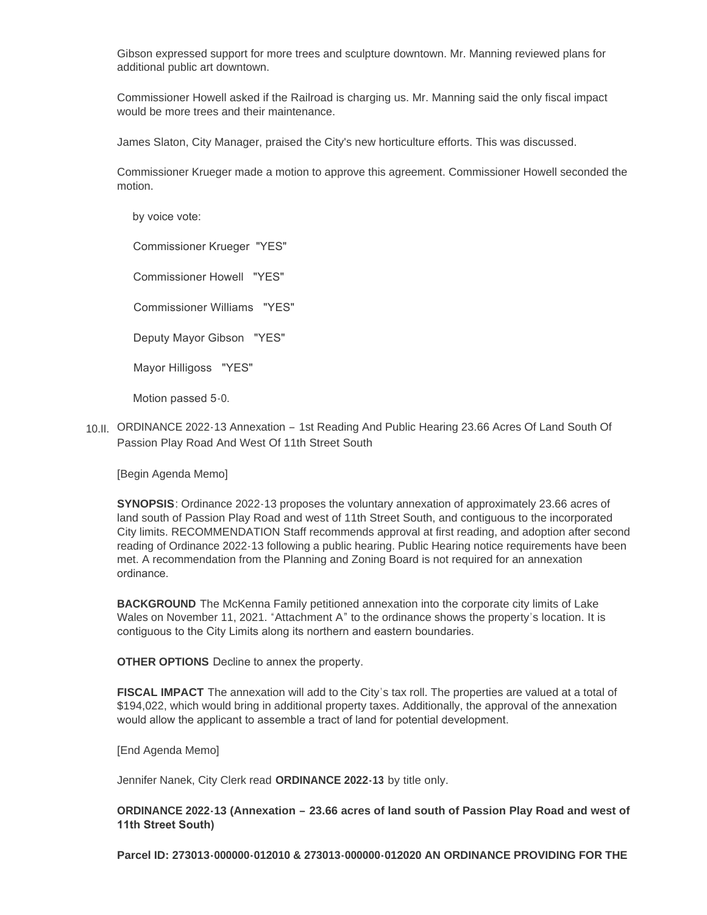Gibson expressed support for more trees and sculpture downtown. Mr. Manning reviewed plans for additional public art downtown.

Commissioner Howell asked if the Railroad is charging us. Mr. Manning said the only fiscal impact would be more trees and their maintenance.

James Slaton, City Manager, praised the City's new horticulture efforts. This was discussed.

Commissioner Krueger made a motion to approve this agreement. Commissioner Howell seconded the motion.

by voice vote:

Commissioner Krueger "YES"

Commissioner Howell "YES"

Commissioner Williams "YES"

Deputy Mayor Gibson "YES"

Mayor Hilligoss "YES"

Motion passed 5-0.

10.II. ORDINANCE 2022-13 Annexation – 1st Reading And Public Hearing 23.66 Acres Of Land South Of Passion Play Road And West Of 11th Street South

[Begin Agenda Memo]

**SYNOPSIS**: Ordinance 2022-13 proposes the voluntary annexation of approximately 23.66 acres of land south of Passion Play Road and west of 11th Street South, and contiguous to the incorporated City limits. RECOMMENDATION Staff recommends approval at first reading, and adoption after second reading of Ordinance 2022-13 following a public hearing. Public Hearing notice requirements have been met. A recommendation from the Planning and Zoning Board is not required for an annexation ordinance.

**BACKGROUND** The McKenna Family petitioned annexation into the corporate city limits of Lake Wales on November 11, 2021. "Attachment A" to the ordinance shows the property's location. It is contiguous to the City Limits along its northern and eastern boundaries.

**OTHER OPTIONS** Decline to annex the property.

**FISCAL IMPACT** The annexation will add to the City's tax roll. The properties are valued at a total of $194,022, which would bring in additional property taxes. Additionally, the approval of the annexation would allow the applicant to assemble a tract of land for potential development.

[End Agenda Memo]

Jennifer Nanek, City Clerk read **ORDINANCE 2022-13** by title only.

**ORDINANCE 2022-13 (Annexation – 23.66 acres of land south of Passion Play Road and west of 11th Street South)**

**Parcel ID: 273013-000000-012010 & 273013-000000-012020 AN ORDINANCE PROVIDING FOR THE**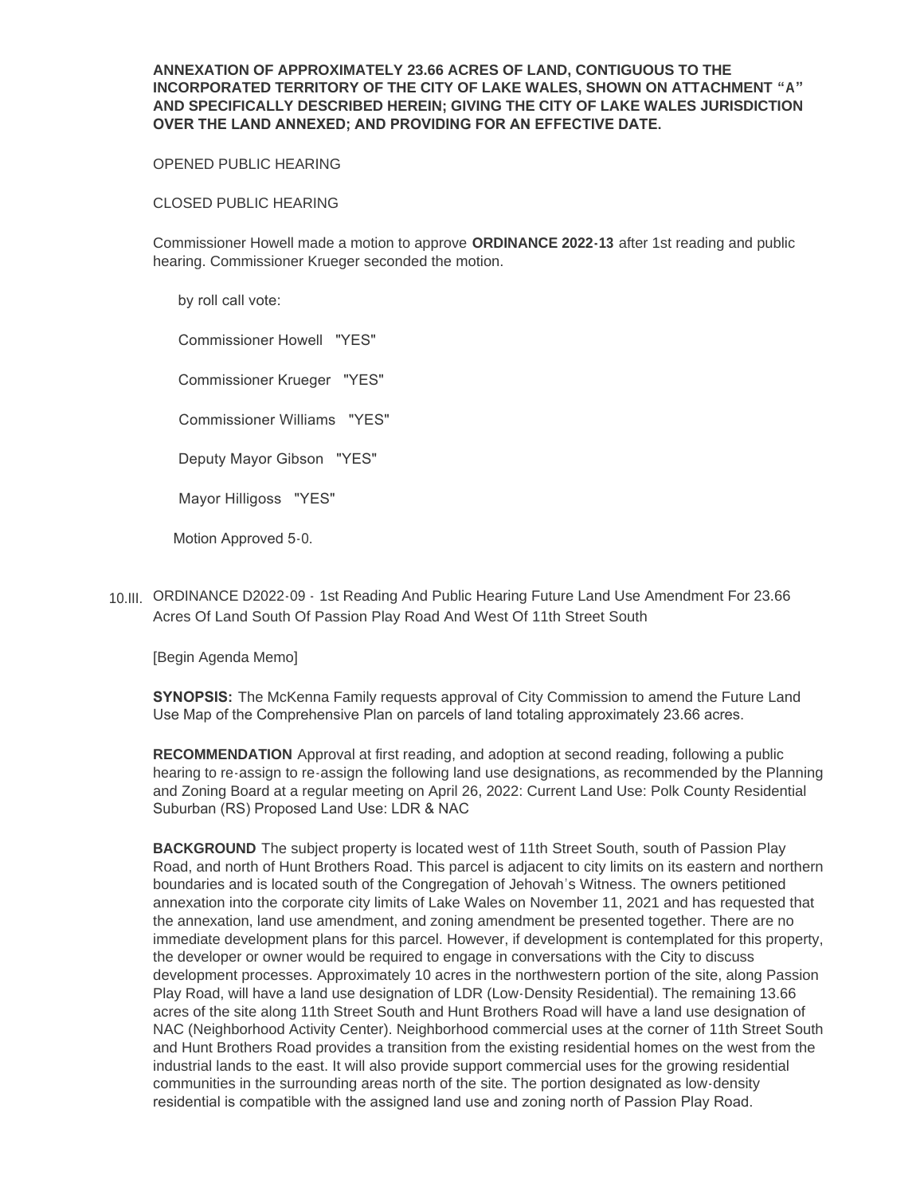**ANNEXATION OF APPROXIMATELY 23.66 ACRES OF LAND, CONTIGUOUS TO THE INCORPORATED TERRITORY OF THE CITY OF LAKE WALES, SHOWN ON ATTACHMENT "A" AND SPECIFICALLY DESCRIBED HEREIN; GIVING THE CITY OF LAKE WALES JURISDICTION OVER THE LAND ANNEXED; AND PROVIDING FOR AN EFFECTIVE DATE.**

OPENED PUBLIC HEARING

CLOSED PUBLIC HEARING

Commissioner Howell made a motion to approve **ORDINANCE 2022-13** after 1st reading and public hearing. Commissioner Krueger seconded the motion.

by roll call vote:

Commissioner Howell "YES"

Commissioner Krueger "YES"

Commissioner Williams "YES"

Deputy Mayor Gibson "YES"

Mayor Hilligoss "YES"

Motion Approved 5-0.

10.III. ORDINANCE D2022-09 - 1st Reading And Public Hearing Future Land Use Amendment For 23.66 Acres Of Land South Of Passion Play Road And West Of 11th Street South

[Begin Agenda Memo]

**SYNOPSIS:** The McKenna Family requests approval of City Commission to amend the Future Land Use Map of the Comprehensive Plan on parcels of land totaling approximately 23.66 acres.

**RECOMMENDATION** Approval at first reading, and adoption at second reading, following a public hearing to re-assign to re-assign the following land use designations, as recommended by the Planning and Zoning Board at a regular meeting on April 26, 2022: Current Land Use: Polk County Residential Suburban (RS) Proposed Land Use: LDR & NAC

**BACKGROUND** The subject property is located west of 11th Street South, south of Passion Play Road, and north of Hunt Brothers Road. This parcel is adjacent to city limits on its eastern and northern boundaries and is located south of the Congregation of Jehovah's Witness. The owners petitioned annexation into the corporate city limits of Lake Wales on November 11, 2021 and has requested that the annexation, land use amendment, and zoning amendment be presented together. There are no immediate development plans for this parcel. However, if development is contemplated for this property, the developer or owner would be required to engage in conversations with the City to discuss development processes. Approximately 10 acres in the northwestern portion of the site, along Passion Play Road, will have a land use designation of LDR (Low-Density Residential). The remaining 13.66 acres of the site along 11th Street South and Hunt Brothers Road will have a land use designation of NAC (Neighborhood Activity Center). Neighborhood commercial uses at the corner of 11th Street South and Hunt Brothers Road provides a transition from the existing residential homes on the west from the industrial lands to the east. It will also provide support commercial uses for the growing residential communities in the surrounding areas north of the site. The portion designated as low-density residential is compatible with the assigned land use and zoning north of Passion Play Road.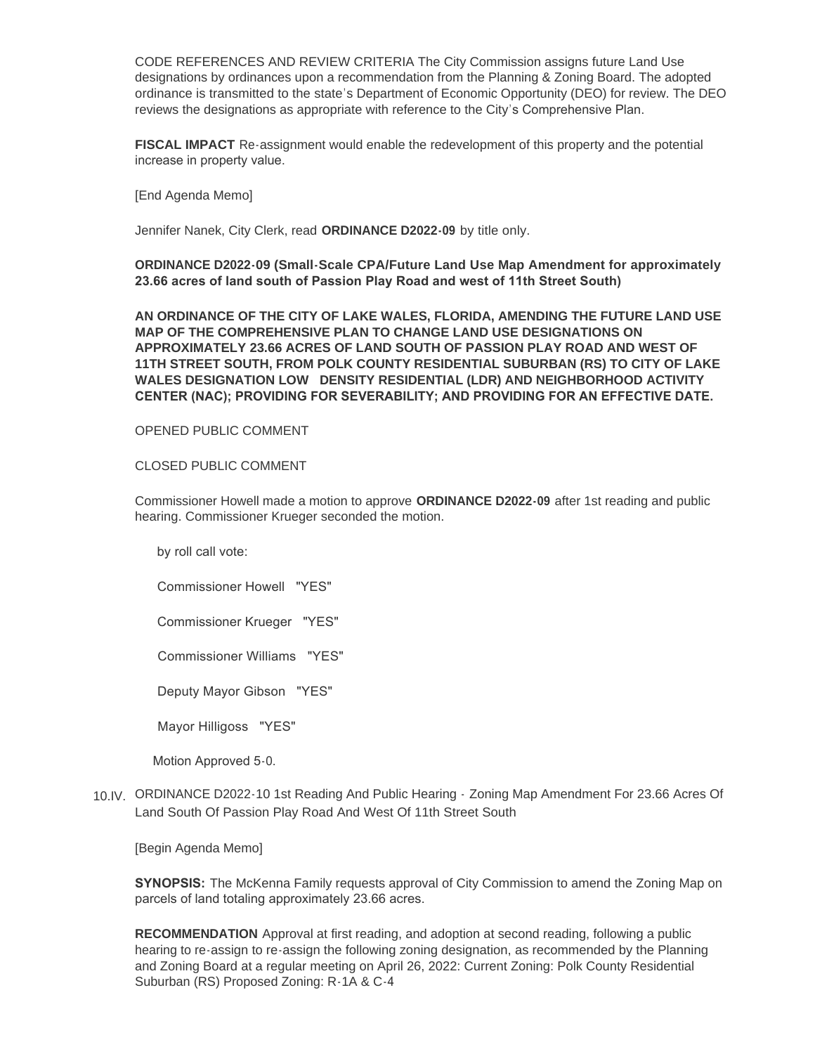CODE REFERENCES AND REVIEW CRITERIA The City Commission assigns future Land Use designations by ordinances upon a recommendation from the Planning & Zoning Board. The adopted ordinance is transmitted to the state's Department of Economic Opportunity (DEO) for review. The DEO reviews the designations as appropriate with reference to the City's Comprehensive Plan.

**FISCAL IMPACT** Re-assignment would enable the redevelopment of this property and the potential increase in property value.

[End Agenda Memo]

Jennifer Nanek, City Clerk, read **ORDINANCE D2022-09** by title only.

**ORDINANCE D2022-09 (Small-Scale CPA/Future Land Use Map Amendment for approximately 23.66 acres of land south of Passion Play Road and west of 11th Street South)**

**AN ORDINANCE OF THE CITY OF LAKE WALES, FLORIDA, AMENDING THE FUTURE LAND USE MAP OF THE COMPREHENSIVE PLAN TO CHANGE LAND USE DESIGNATIONS ON APPROXIMATELY 23.66 ACRES OF LAND SOUTH OF PASSION PLAY ROAD AND WEST OF 11TH STREET SOUTH, FROM POLK COUNTY RESIDENTIAL SUBURBAN (RS) TO CITY OF LAKE WALES DESIGNATION LOW DENSITY RESIDENTIAL (LDR) AND NEIGHBORHOOD ACTIVITY CENTER (NAC); PROVIDING FOR SEVERABILITY; AND PROVIDING FOR AN EFFECTIVE DATE.**

OPENED PUBLIC COMMENT

CLOSED PUBLIC COMMENT

Commissioner Howell made a motion to approve **ORDINANCE D2022-09** after 1st reading and public hearing. Commissioner Krueger seconded the motion.

by roll call vote:

Commissioner Howell "YES"

Commissioner Krueger "YES"

Commissioner Williams "YES"

Deputy Mayor Gibson "YES"

Mayor Hilligoss "YES"

Motion Approved 5-0.

10.IV. ORDINANCE D2022-10 1st Reading And Public Hearing - Zoning Map Amendment For 23.66 Acres Of Land South Of Passion Play Road And West Of 11th Street South

[Begin Agenda Memo]

**SYNOPSIS:** The McKenna Family requests approval of City Commission to amend the Zoning Map on parcels of land totaling approximately 23.66 acres.

**RECOMMENDATION** Approval at first reading, and adoption at second reading, following a public hearing to re-assign to re-assign the following zoning designation, as recommended by the Planning and Zoning Board at a regular meeting on April 26, 2022: Current Zoning: Polk County Residential Suburban (RS) Proposed Zoning: R-1A & C-4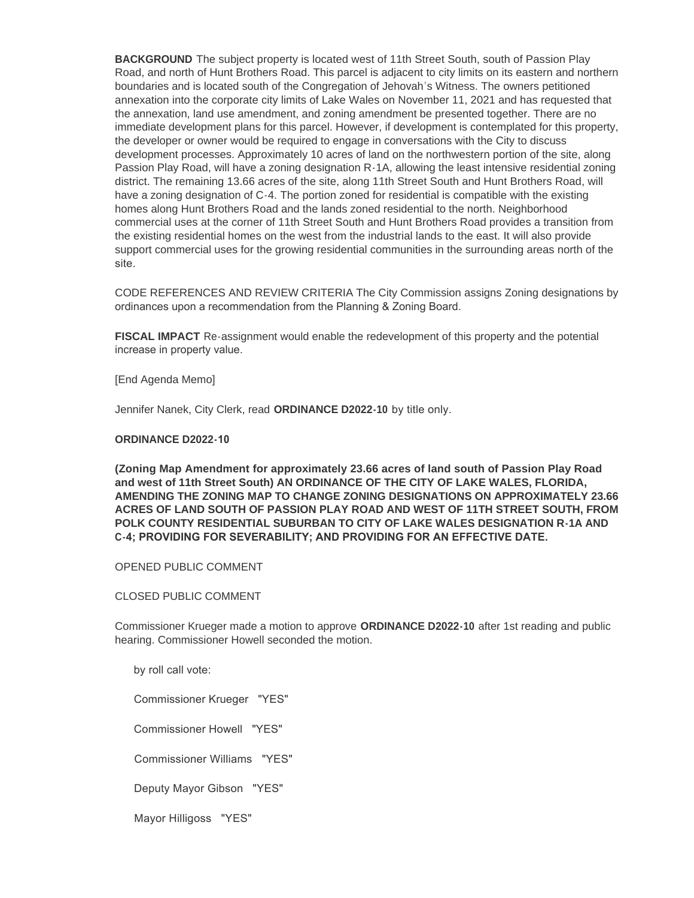**BACKGROUND** The subject property is located west of 11th Street South, south of Passion Play Road, and north of Hunt Brothers Road. This parcel is adjacent to city limits on its eastern and northern boundaries and is located south of the Congregation of Jehovah's Witness. The owners petitioned annexation into the corporate city limits of Lake Wales on November 11, 2021 and has requested that the annexation, land use amendment, and zoning amendment be presented together. There are no immediate development plans for this parcel. However, if development is contemplated for this property, the developer or owner would be required to engage in conversations with the City to discuss development processes. Approximately 10 acres of land on the northwestern portion of the site, along Passion Play Road, will have a zoning designation R-1A, allowing the least intensive residential zoning district. The remaining 13.66 acres of the site, along 11th Street South and Hunt Brothers Road, will have a zoning designation of C-4. The portion zoned for residential is compatible with the existing homes along Hunt Brothers Road and the lands zoned residential to the north. Neighborhood commercial uses at the corner of 11th Street South and Hunt Brothers Road provides a transition from the existing residential homes on the west from the industrial lands to the east. It will also provide support commercial uses for the growing residential communities in the surrounding areas north of the site.

CODE REFERENCES AND REVIEW CRITERIA The City Commission assigns Zoning designations by ordinances upon a recommendation from the Planning & Zoning Board.

**FISCAL IMPACT** Re-assignment would enable the redevelopment of this property and the potential increase in property value.

[End Agenda Memo]

Jennifer Nanek, City Clerk, read **ORDINANCE D2022-10** by title only.

**ORDINANCE D2022-10**

**(Zoning Map Amendment for approximately 23.66 acres of land south of Passion Play Road and west of 11th Street South) AN ORDINANCE OF THE CITY OF LAKE WALES, FLORIDA, AMENDING THE ZONING MAP TO CHANGE ZONING DESIGNATIONS ON APPROXIMATELY 23.66 ACRES OF LAND SOUTH OF PASSION PLAY ROAD AND WEST OF 11TH STREET SOUTH, FROM POLK COUNTY RESIDENTIAL SUBURBAN TO CITY OF LAKE WALES DESIGNATION R-1A AND C-4; PROVIDING FOR SEVERABILITY; AND PROVIDING FOR AN EFFECTIVE DATE.**

OPENED PUBLIC COMMENT

CLOSED PUBLIC COMMENT

Commissioner Krueger made a motion to approve **ORDINANCE D2022-10** after 1st reading and public hearing. Commissioner Howell seconded the motion.

by roll call vote:

Commissioner Krueger "YES"

Commissioner Howell "YES"

Commissioner Williams "YES"

Deputy Mayor Gibson "YES"

Mayor Hilligoss "YES"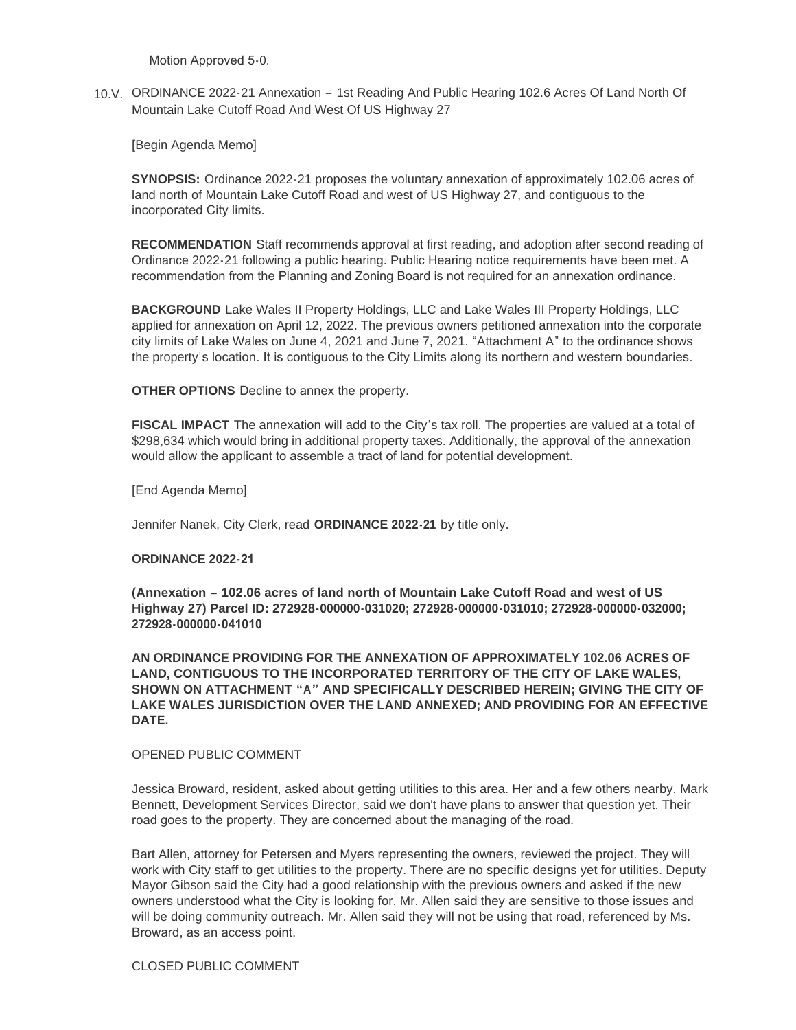Motion Approved 5-0.

10.V. ORDINANCE 2022-21 Annexation – 1st Reading And Public Hearing 102.6 Acres Of Land North Of Mountain Lake Cutoff Road And West Of US Highway 27

[Begin Agenda Memo]

**SYNOPSIS:** Ordinance 2022-21 proposes the voluntary annexation of approximately 102.06 acres of land north of Mountain Lake Cutoff Road and west of US Highway 27, and contiguous to the incorporated City limits.

**RECOMMENDATION** Staff recommends approval at first reading, and adoption after second reading of Ordinance 2022-21 following a public hearing. Public Hearing notice requirements have been met. A recommendation from the Planning and Zoning Board is not required for an annexation ordinance.

**BACKGROUND** Lake Wales II Property Holdings, LLC and Lake Wales III Property Holdings, LLC applied for annexation on April 12, 2022. The previous owners petitioned annexation into the corporate city limits of Lake Wales on June 4, 2021 and June 7, 2021. "Attachment A" to the ordinance shows the property's location. It is contiguous to the City Limits along its northern and western boundaries.

**OTHER OPTIONS** Decline to annex the property.

**FISCAL IMPACT** The annexation will add to the City's tax roll. The properties are valued at a total of $298,634 which would bring in additional property taxes. Additionally, the approval of the annexation would allow the applicant to assemble a tract of land for potential development.

[End Agenda Memo]

Jennifer Nanek, City Clerk, read **ORDINANCE 2022-21** by title only.

**ORDINANCE 2022-21**

**(Annexation – 102.06 acres of land north of Mountain Lake Cutoff Road and west of US Highway 27) Parcel ID: 272928-000000-031020; 272928-000000-031010; 272928-000000-032000; 272928-000000-041010**

**AN ORDINANCE PROVIDING FOR THE ANNEXATION OF APPROXIMATELY 102.06 ACRES OF LAND, CONTIGUOUS TO THE INCORPORATED TERRITORY OF THE CITY OF LAKE WALES, SHOWN ON ATTACHMENT "A" AND SPECIFICALLY DESCRIBED HEREIN; GIVING THE CITY OF LAKE WALES JURISDICTION OVER THE LAND ANNEXED; AND PROVIDING FOR AN EFFECTIVE DATE.**

OPENED PUBLIC COMMENT

Jessica Broward, resident, asked about getting utilities to this area. Her and a few others nearby. Mark Bennett, Development Services Director, said we don't have plans to answer that question yet. Their road goes to the property. They are concerned about the managing of the road.

Bart Allen, attorney for Petersen and Myers representing the owners, reviewed the project. They will work with City staff to get utilities to the property. There are no specific designs yet for utilities. Deputy Mayor Gibson said the City had a good relationship with the previous owners and asked if the new owners understood what the City is looking for. Mr. Allen said they are sensitive to those issues and will be doing community outreach. Mr. Allen said they will not be using that road, referenced by Ms. Broward, as an access point.

CLOSED PUBLIC COMMENT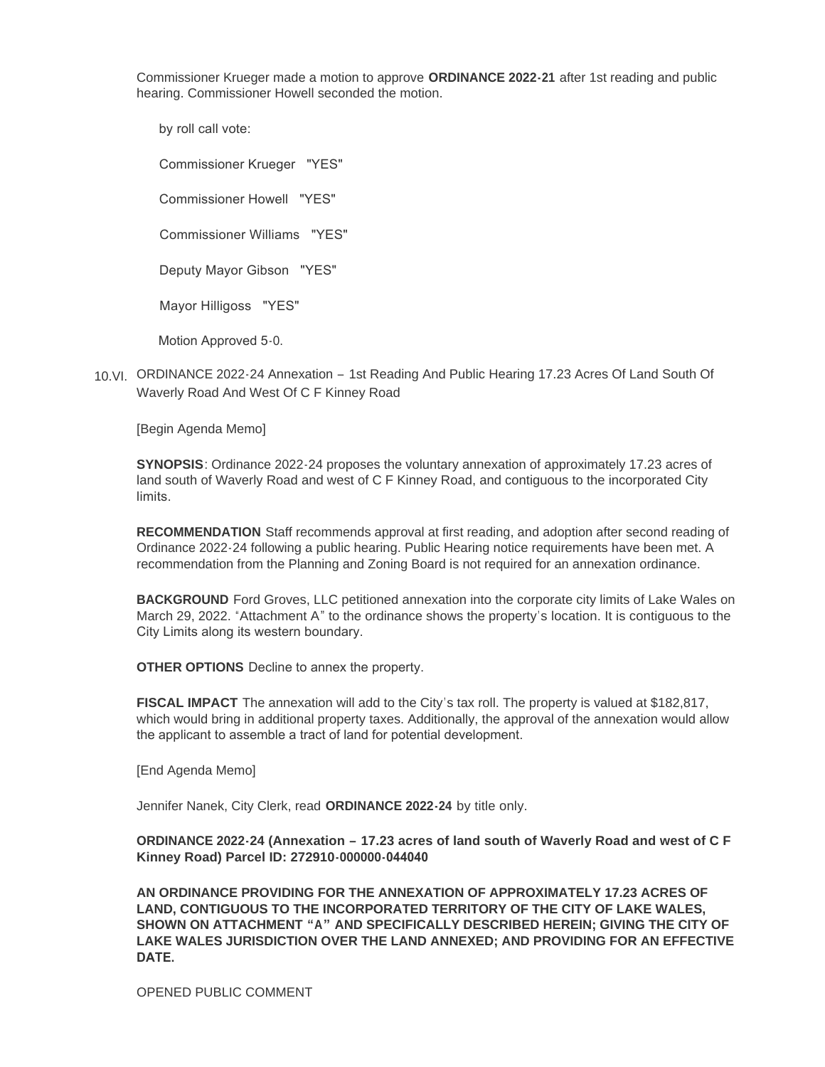Commissioner Krueger made a motion to approve **ORDINANCE 2022-21** after 1st reading and public hearing. Commissioner Howell seconded the motion.

by roll call vote:

Commissioner Krueger "YES"

Commissioner Howell "YES"

Commissioner Williams "YES"

Deputy Mayor Gibson "YES"

Mayor Hilligoss "YES"

Motion Approved 5-0.

10.VI. ORDINANCE 2022-24 Annexation – 1st Reading And Public Hearing 17.23 Acres Of Land South Of Waverly Road And West Of C F Kinney Road

[Begin Agenda Memo]

**SYNOPSIS**: Ordinance 2022-24 proposes the voluntary annexation of approximately 17.23 acres of land south of Waverly Road and west of C F Kinney Road, and contiguous to the incorporated City limits.

**RECOMMENDATION** Staff recommends approval at first reading, and adoption after second reading of Ordinance 2022-24 following a public hearing. Public Hearing notice requirements have been met. A recommendation from the Planning and Zoning Board is not required for an annexation ordinance.

**BACKGROUND** Ford Groves, LLC petitioned annexation into the corporate city limits of Lake Wales on March 29, 2022. "Attachment A" to the ordinance shows the property's location. It is contiguous to the City Limits along its western boundary.

**OTHER OPTIONS** Decline to annex the property.

**FISCAL IMPACT** The annexation will add to the City's tax roll. The property is valued at $182,817, which would bring in additional property taxes. Additionally, the approval of the annexation would allow the applicant to assemble a tract of land for potential development.

[End Agenda Memo]

Jennifer Nanek, City Clerk, read **ORDINANCE 2022-24** by title only.

**ORDINANCE 2022-24 (Annexation – 17.23 acres of land south of Waverly Road and west of C F Kinney Road) Parcel ID: 272910-000000-044040**

**AN ORDINANCE PROVIDING FOR THE ANNEXATION OF APPROXIMATELY 17.23 ACRES OF LAND, CONTIGUOUS TO THE INCORPORATED TERRITORY OF THE CITY OF LAKE WALES, SHOWN ON ATTACHMENT "A" AND SPECIFICALLY DESCRIBED HEREIN; GIVING THE CITY OF LAKE WALES JURISDICTION OVER THE LAND ANNEXED; AND PROVIDING FOR AN EFFECTIVE DATE.**

OPENED PUBLIC COMMENT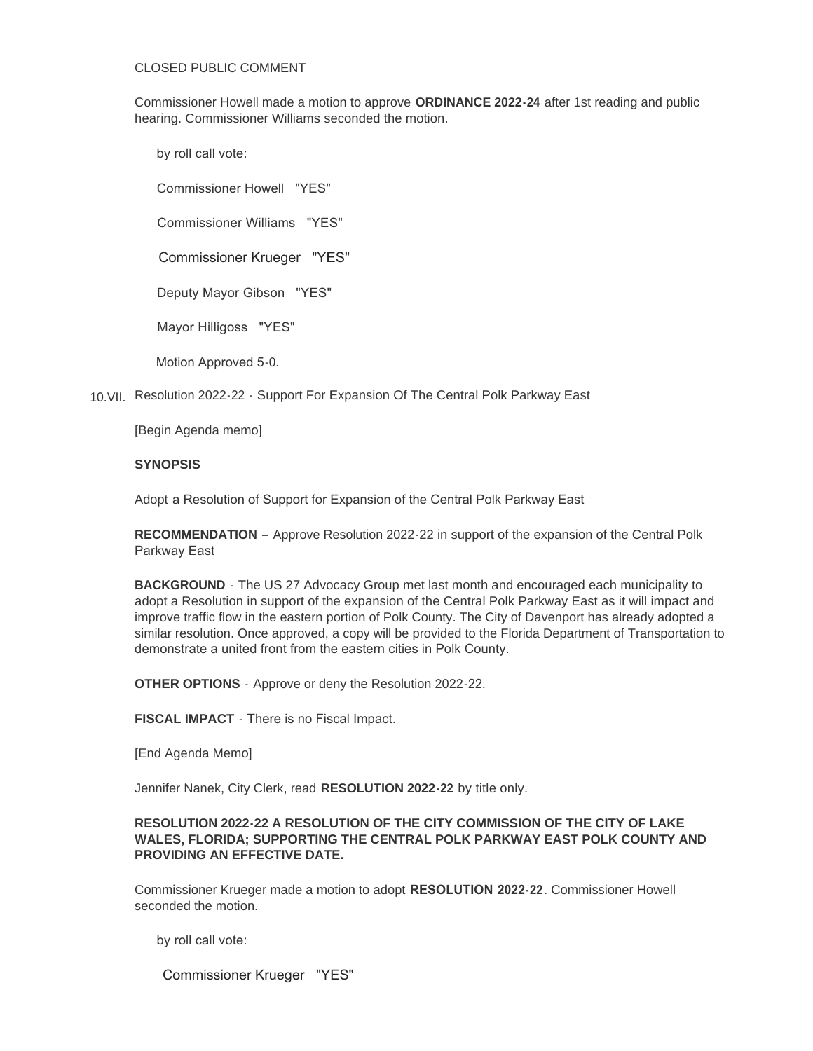CLOSED PUBLIC COMMENT

Commissioner Howell made a motion to approve **ORDINANCE 2022-24** after 1st reading and public hearing. Commissioner Williams seconded the motion.

by roll call vote:

Commissioner Howell "YES"

Commissioner Williams "YES"

Commissioner Krueger "YES"

Deputy Mayor Gibson "YES"

Mayor Hilligoss "YES"

Motion Approved 5-0.

10.VII. Resolution 2022-22 - Support For Expansion Of The Central Polk Parkway East

[Begin Agenda memo]

**SYNOPSIS**

Adopt a Resolution of Support for Expansion of the Central Polk Parkway East

**RECOMMENDATION** – Approve Resolution 2022-22 in support of the expansion of the Central Polk Parkway East

**BACKGROUND** - The US 27 Advocacy Group met last month and encouraged each municipality to adopt a Resolution in support of the expansion of the Central Polk Parkway East as it will impact and improve traffic flow in the eastern portion of Polk County. The City of Davenport has already adopted a similar resolution. Once approved, a copy will be provided to the Florida Department of Transportation to demonstrate a united front from the eastern cities in Polk County.

**OTHER OPTIONS** - Approve or deny the Resolution 2022-22.

**FISCAL IMPACT** - There is no Fiscal Impact.

[End Agenda Memo]

Jennifer Nanek, City Clerk, read **RESOLUTION 2022-22** by title only.

**RESOLUTION 2022-22 A RESOLUTION OF THE CITY COMMISSION OF THE CITY OF LAKE WALES, FLORIDA; SUPPORTING THE CENTRAL POLK PARKWAY EAST POLK COUNTY AND PROVIDING AN EFFECTIVE DATE.**

Commissioner Krueger made a motion to adopt **RESOLUTION 2022-22**. Commissioner Howell seconded the motion.

by roll call vote:

Commissioner Krueger "YES"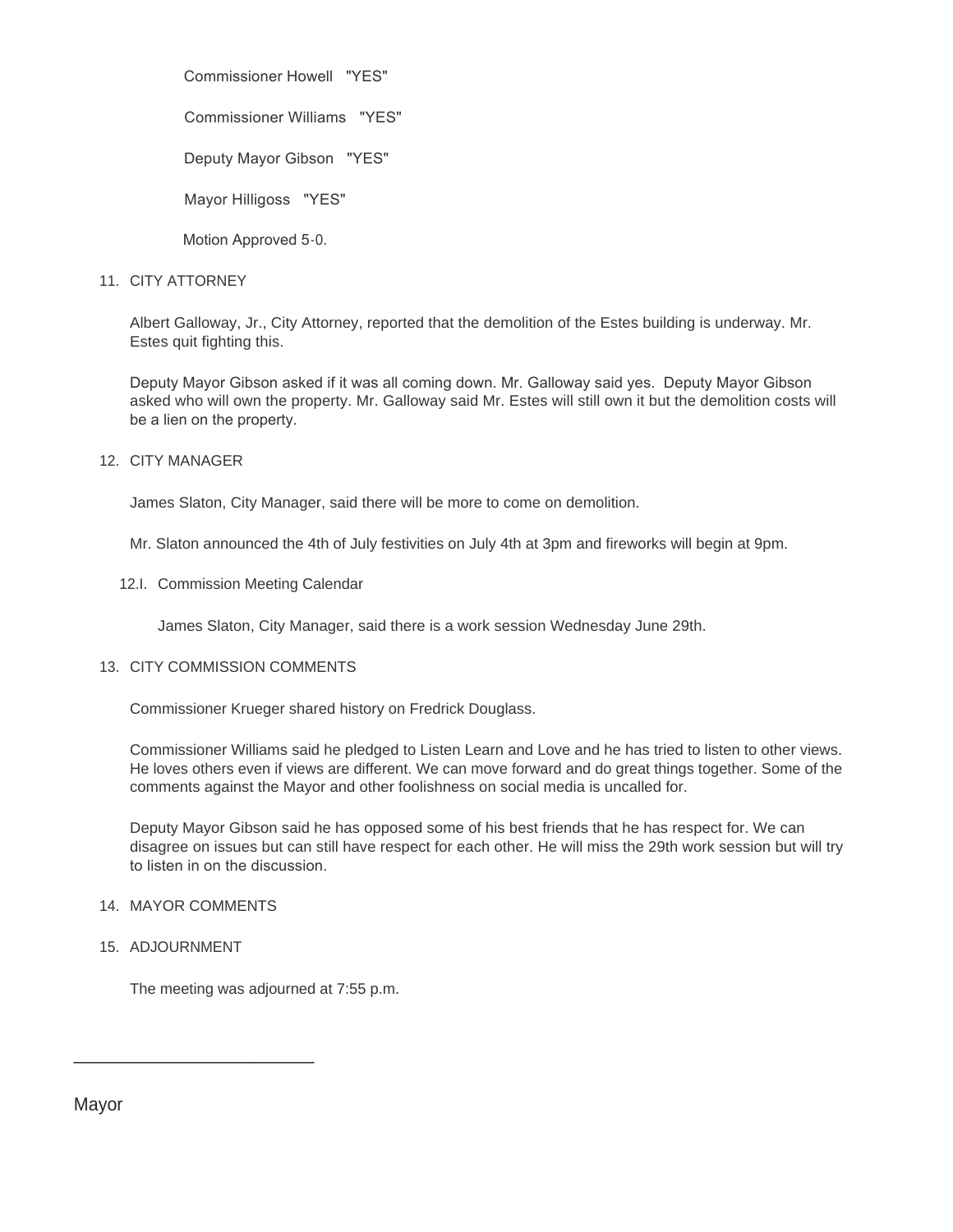Commissioner Howell "YES"

Commissioner Williams "YES"

Deputy Mayor Gibson "YES"

Mayor Hilligoss "YES"

Motion Approved 5-0.

11. CITY ATTORNEY

Albert Galloway, Jr., City Attorney, reported that the demolition of the Estes building is underway. Mr. Estes quit fighting this.

Deputy Mayor Gibson asked if it was all coming down. Mr. Galloway said yes. Deputy Mayor Gibson asked who will own the property. Mr. Galloway said Mr. Estes will still own it but the demolition costs will be a lien on the property.

12. CITY MANAGER

James Slaton, City Manager, said there will be more to come on demolition.

Mr. Slaton announced the 4th of July festivities on July 4th at 3pm and fireworks will begin at 9pm.

12.I. Commission Meeting Calendar

James Slaton, City Manager, said there is a work session Wednesday June 29th.

13. CITY COMMISSION COMMENTS

Commissioner Krueger shared history on Fredrick Douglass.

Commissioner Williams said he pledged to Listen Learn and Love and he has tried to listen to other views. He loves others even if views are different. We can move forward and do great things together. Some of the comments against the Mayor and other foolishness on social media is uncalled for.

Deputy Mayor Gibson said he has opposed some of his best friends that he has respect for. We can disagree on issues but can still have respect for each other. He will miss the 29th work session but will try to listen in on the discussion.

14. MAYOR COMMENTS

15. ADJOURNMENT

The meeting was adjourned at 7:55 p.m.

\_\_\_\_\_\_\_\_\_\_\_\_\_\_\_\_\_\_\_\_\_\_\_\_\_\_

Mayor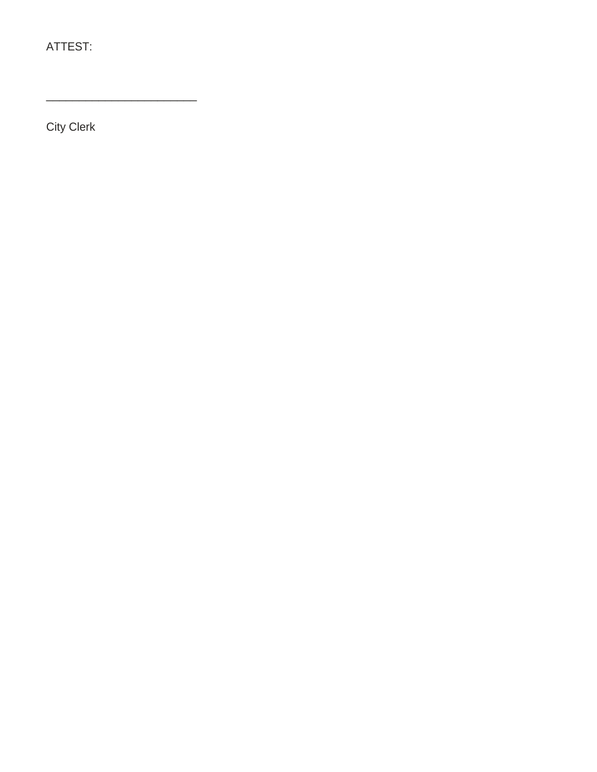ATTEST:

________________________

City Clerk